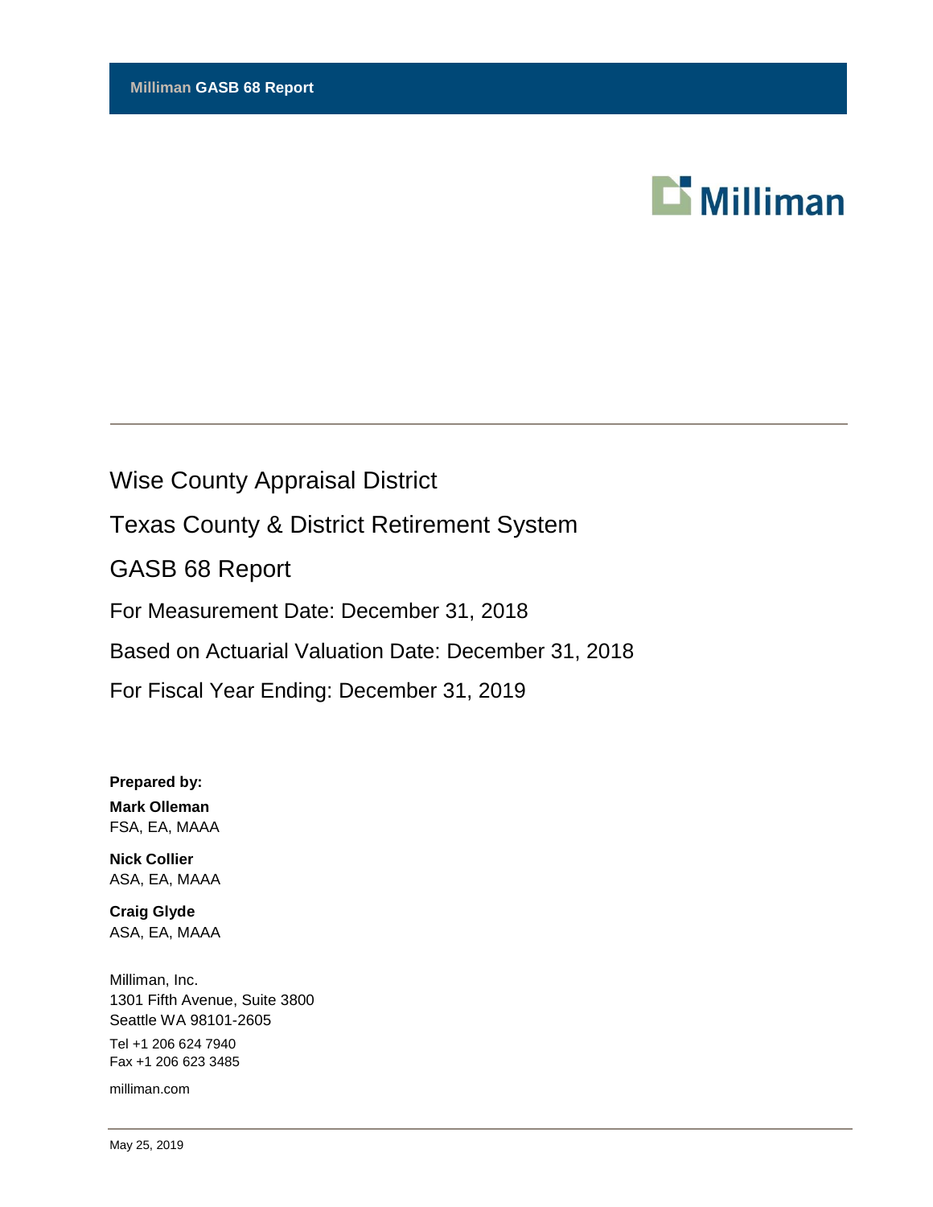**Milliman GASB 68 Report**

Milliman

# Wise County Appraisal District

## Texas County & District Retirement System

## GASB 68 Report

For Measurement Date: December 31, 2018

Based on Actuarial Valuation Date: December 31, 2018

For Fiscal Year Ending: December 31, 2019

**Prepared by:**

**Mark Olleman**
FSA, EA, MAAA

**Nick Collier**
ASA, EA, MAAA

**Craig Glyde**
ASA, EA, MAAA

Milliman, Inc.
1301 Fifth Avenue, Suite 3800
Seattle WA 98101-2605

Tel +1 206 624 7940
Fax +1 206 623 3485

milliman.com

May 25, 2019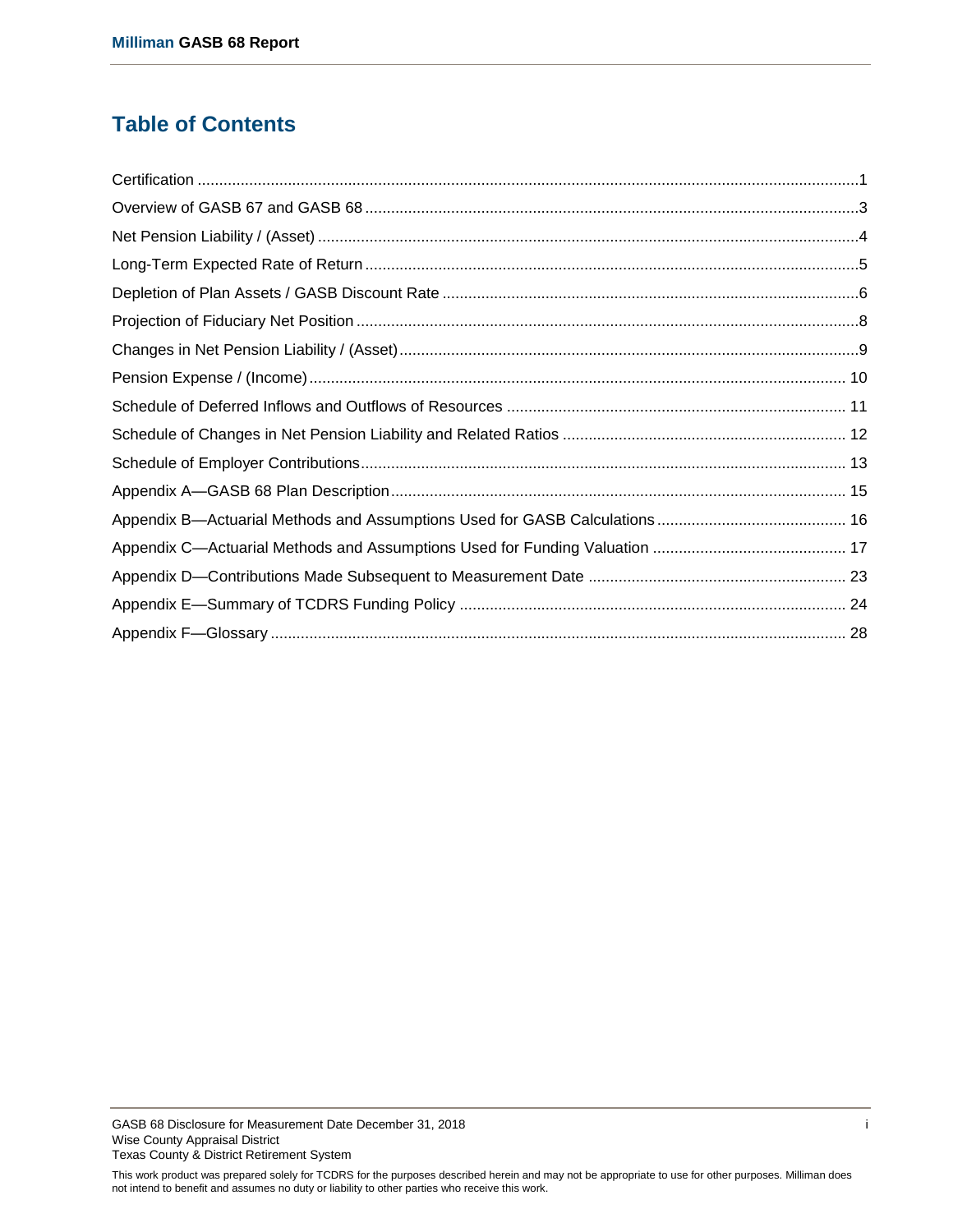## Table of Contents

| | |
|---|---|
| Certification | 1 |
| Overview of GASB 67 and GASB 68 | 3 |
| Net Pension Liability / (Asset) | 4 |
| Long-Term Expected Rate of Return | 5 |
| Depletion of Plan Assets / GASB Discount Rate | 6 |
| Projection of Fiduciary Net Position | 8 |
| Changes in Net Pension Liability / (Asset) | 9 |
| Pension Expense / (Income) | 10 |
| Schedule of Deferred Inflows and Outflows of Resources | 11 |
| Schedule of Changes in Net Pension Liability and Related Ratios | 12 |
| Schedule of Employer Contributions | 13 |
| Appendix A—GASB 68 Plan Description | 15 |
| Appendix B—Actuarial Methods and Assumptions Used for GASB Calculations | 16 |
| Appendix C—Actuarial Methods and Assumptions Used for Funding Valuation | 17 |
| Appendix D—Contributions Made Subsequent to Measurement Date | 23 |
| Appendix E—Summary of TCDRS Funding Policy | 24 |
| Appendix F—Glossary | 28 |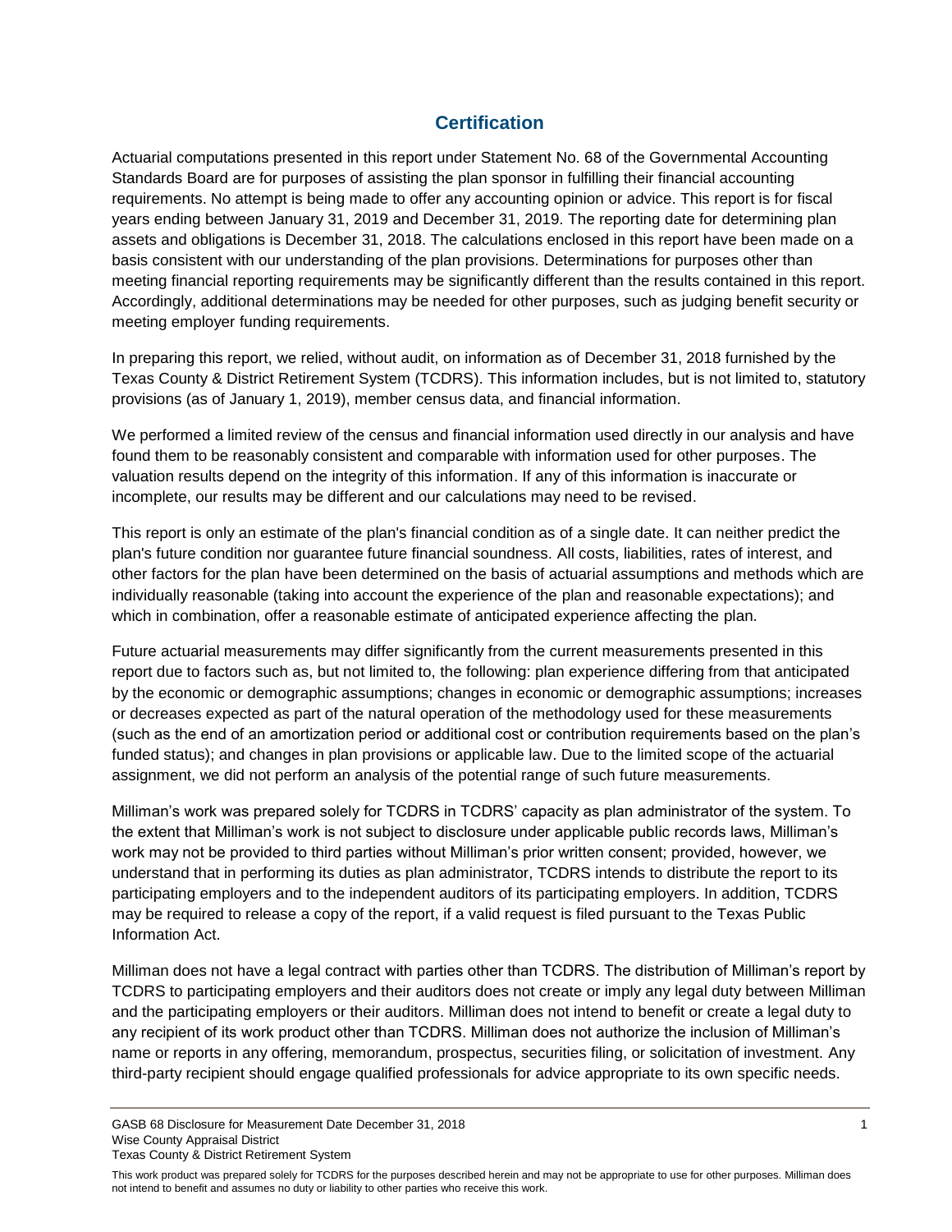## Certification

Actuarial computations presented in this report under Statement No. 68 of the Governmental Accounting Standards Board are for purposes of assisting the plan sponsor in fulfilling their financial accounting requirements. No attempt is being made to offer any accounting opinion or advice. This report is for fiscal years ending between January 31, 2019 and December 31, 2019. The reporting date for determining plan assets and obligations is December 31, 2018. The calculations enclosed in this report have been made on a basis consistent with our understanding of the plan provisions. Determinations for purposes other than meeting financial reporting requirements may be significantly different than the results contained in this report. Accordingly, additional determinations may be needed for other purposes, such as judging benefit security or meeting employer funding requirements.

In preparing this report, we relied, without audit, on information as of December 31, 2018 furnished by the Texas County & District Retirement System (TCDRS). This information includes, but is not limited to, statutory provisions (as of January 1, 2019), member census data, and financial information.

We performed a limited review of the census and financial information used directly in our analysis and have found them to be reasonably consistent and comparable with information used for other purposes. The valuation results depend on the integrity of this information. If any of this information is inaccurate or incomplete, our results may be different and our calculations may need to be revised.

This report is only an estimate of the plan's financial condition as of a single date. It can neither predict the plan's future condition nor guarantee future financial soundness. All costs, liabilities, rates of interest, and other factors for the plan have been determined on the basis of actuarial assumptions and methods which are individually reasonable (taking into account the experience of the plan and reasonable expectations); and which in combination, offer a reasonable estimate of anticipated experience affecting the plan.

Future actuarial measurements may differ significantly from the current measurements presented in this report due to factors such as, but not limited to, the following: plan experience differing from that anticipated by the economic or demographic assumptions; changes in economic or demographic assumptions; increases or decreases expected as part of the natural operation of the methodology used for these measurements (such as the end of an amortization period or additional cost or contribution requirements based on the plan's funded status); and changes in plan provisions or applicable law. Due to the limited scope of the actuarial assignment, we did not perform an analysis of the potential range of such future measurements.

Milliman's work was prepared solely for TCDRS in TCDRS' capacity as plan administrator of the system. To the extent that Milliman's work is not subject to disclosure under applicable public records laws, Milliman's work may not be provided to third parties without Milliman's prior written consent; provided, however, we understand that in performing its duties as plan administrator, TCDRS intends to distribute the report to its participating employers and to the independent auditors of its participating employers. In addition, TCDRS may be required to release a copy of the report, if a valid request is filed pursuant to the Texas Public Information Act.

Milliman does not have a legal contract with parties other than TCDRS. The distribution of Milliman's report by TCDRS to participating employers and their auditors does not create or imply any legal duty between Milliman and the participating employers or their auditors. Milliman does not intend to benefit or create a legal duty to any recipient of its work product other than TCDRS. Milliman does not authorize the inclusion of Milliman's name or reports in any offering, memorandum, prospectus, securities filing, or solicitation of investment. Any third-party recipient should engage qualified professionals for advice appropriate to its own specific needs.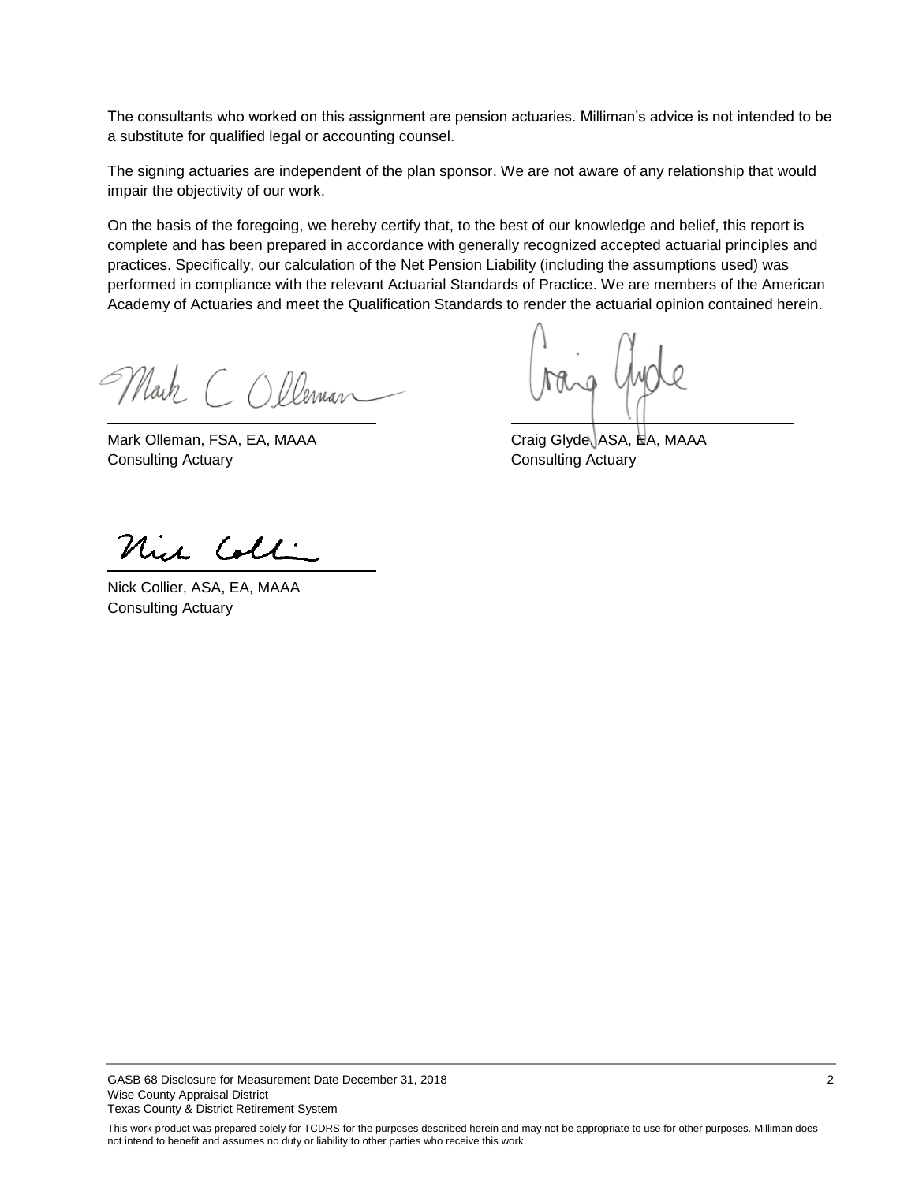The consultants who worked on this assignment are pension actuaries. Milliman's advice is not intended to be a substitute for qualified legal or accounting counsel.

The signing actuaries are independent of the plan sponsor. We are not aware of any relationship that would impair the objectivity of our work.

On the basis of the foregoing, we hereby certify that, to the best of our knowledge and belief, this report is complete and has been prepared in accordance with generally recognized accepted actuarial principles and practices. Specifically, our calculation of the Net Pension Liability (including the assumptions used) was performed in compliance with the relevant Actuarial Standards of Practice. We are members of the American Academy of Actuaries and meet the Qualification Standards to render the actuarial opinion contained herein.

Mark Olleman, FSA, EA, MAAA
Consulting Actuary

Craig Glyde, ASA, EA, MAAA
Consulting Actuary

Nick Collier, ASA, EA, MAAA
Consulting Actuary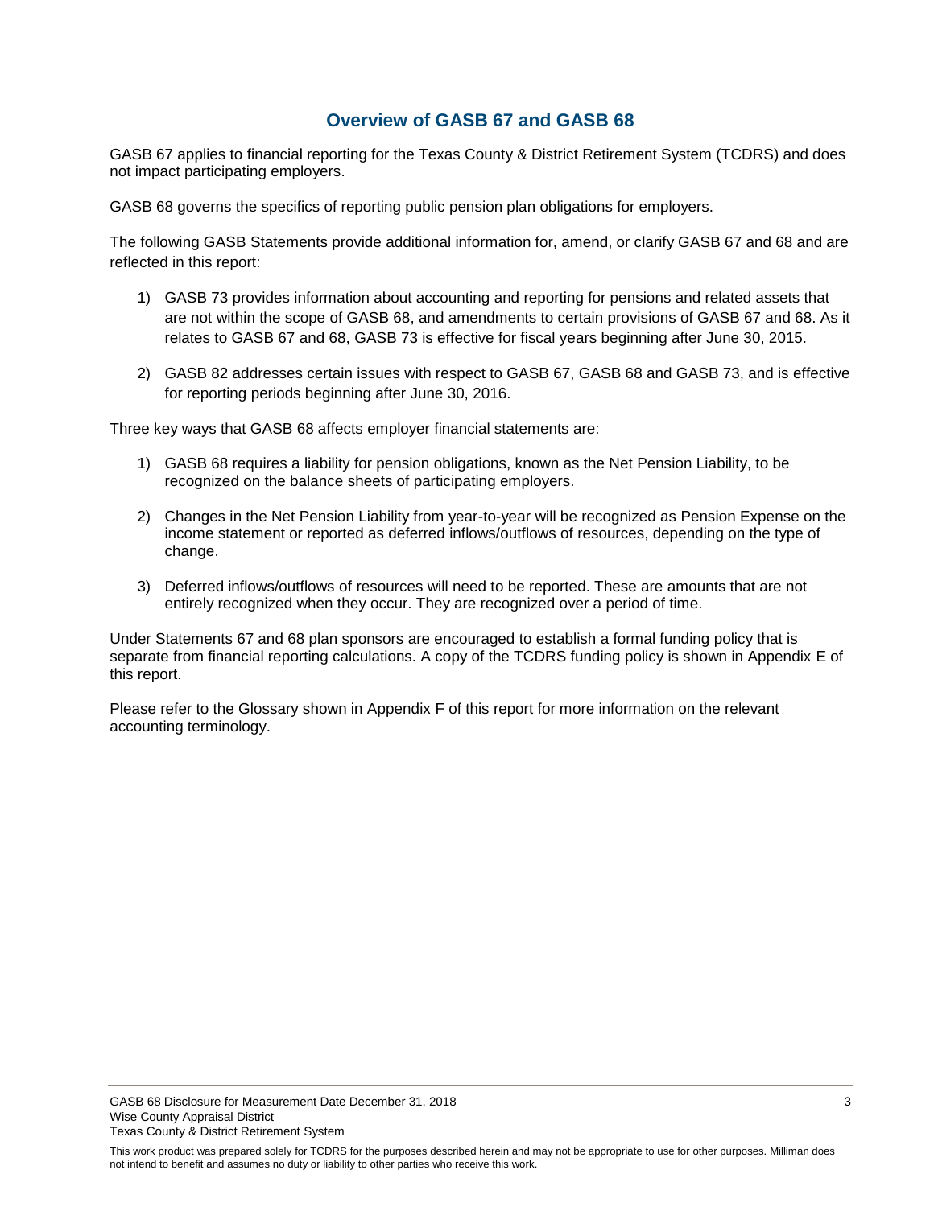## Overview of GASB 67 and GASB 68

GASB 67 applies to financial reporting for the Texas County & District Retirement System (TCDRS) and does not impact participating employers.

GASB 68 governs the specifics of reporting public pension plan obligations for employers.

The following GASB Statements provide additional information for, amend, or clarify GASB 67 and 68 and are reflected in this report:

1) GASB 73 provides information about accounting and reporting for pensions and related assets that are not within the scope of GASB 68, and amendments to certain provisions of GASB 67 and 68. As it relates to GASB 67 and 68, GASB 73 is effective for fiscal years beginning after June 30, 2015.

2) GASB 82 addresses certain issues with respect to GASB 67, GASB 68 and GASB 73, and is effective for reporting periods beginning after June 30, 2016.

Three key ways that GASB 68 affects employer financial statements are:

1) GASB 68 requires a liability for pension obligations, known as the Net Pension Liability, to be recognized on the balance sheets of participating employers.

2) Changes in the Net Pension Liability from year-to-year will be recognized as Pension Expense on the income statement or reported as deferred inflows/outflows of resources, depending on the type of change.

3) Deferred inflows/outflows of resources will need to be reported. These are amounts that are not entirely recognized when they occur. They are recognized over a period of time.

Under Statements 67 and 68 plan sponsors are encouraged to establish a formal funding policy that is separate from financial reporting calculations. A copy of the TCDRS funding policy is shown in Appendix E of this report.

Please refer to the Glossary shown in Appendix F of this report for more information on the relevant accounting terminology.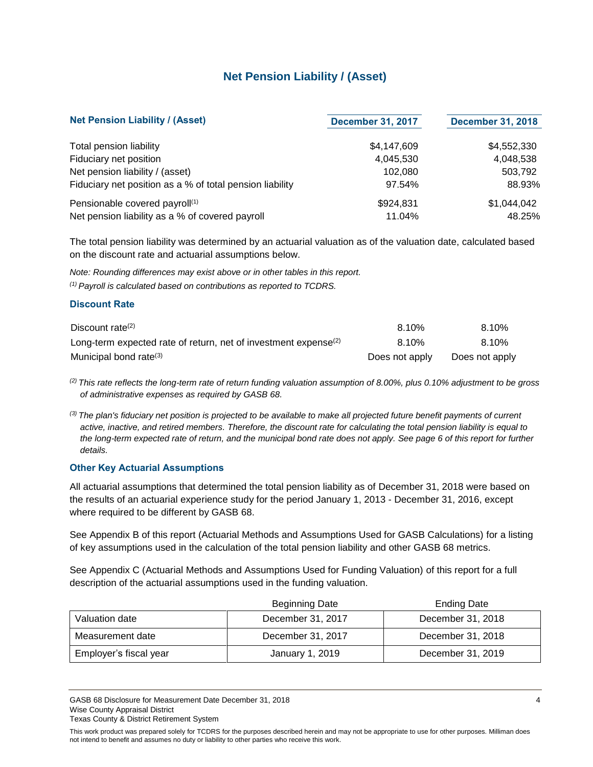## Net Pension Liability / (Asset)

| Net Pension Liability / (Asset) | December 31, 2017 | December 31, 2018 |
|---|---|---|
| Total pension liability | $4,147,609 | $4,552,330 |
| Fiduciary net position | 4,045,530 | 4,048,538 |
| Net pension liability / (asset) | 102,080 | 503,792 |
| Fiduciary net position as a % of total pension liability | 97.54% | 88.93% |
| Pensionable covered payroll[(1)] | $924,831 | $1,044,042 |
| Net pension liability as a % of covered payroll | 11.04% | 48.25% |

The total pension liability was determined by an actuarial valuation as of the valuation date, calculated based on the discount rate and actuarial assumptions below.

*Note: Rounding differences may exist above or in other tables in this report.*

*[(1)] Payroll is calculated based on contributions as reported to TCDRS.*

### Discount Rate

| | | |
|---|---|---|
| Discount rate[(2)] | 8.10% | 8.10% |
| Long-term expected rate of return, net of investment expense[(2)] | 8.10% | 8.10% |
| Municipal bond rate[(3)] | Does not apply | Does not apply |

*[(2)] This rate reflects the long-term rate of return funding valuation assumption of 8.00%, plus 0.10% adjustment to be gross of administrative expenses as required by GASB 68.*

*[(3)] The plan's fiduciary net position is projected to be available to make all projected future benefit payments of current active, inactive, and retired members. Therefore, the discount rate for calculating the total pension liability is equal to the long-term expected rate of return, and the municipal bond rate does not apply. See page 6 of this report for further details.*

### Other Key Actuarial Assumptions

All actuarial assumptions that determined the total pension liability as of December 31, 2018 were based on the results of an actuarial experience study for the period January 1, 2013 - December 31, 2016, except where required to be different by GASB 68.

See Appendix B of this report (Actuarial Methods and Assumptions Used for GASB Calculations) for a listing of key assumptions used in the calculation of the total pension liability and other GASB 68 metrics.

See Appendix C (Actuarial Methods and Assumptions Used for Funding Valuation) of this report for a full description of the actuarial assumptions used in the funding valuation.

| | Beginning Date | Ending Date |
|---|---|---|
| Valuation date | December 31, 2017 | December 31, 2018 |
| Measurement date | December 31, 2017 | December 31, 2018 |
| Employer's fiscal year | January 1, 2019 | December 31, 2019 |

This work product was prepared solely for TCDRS for the purposes described herein and may not be appropriate to use for other purposes. Milliman does not intend to benefit and assumes no duty or liability to other parties who receive this work.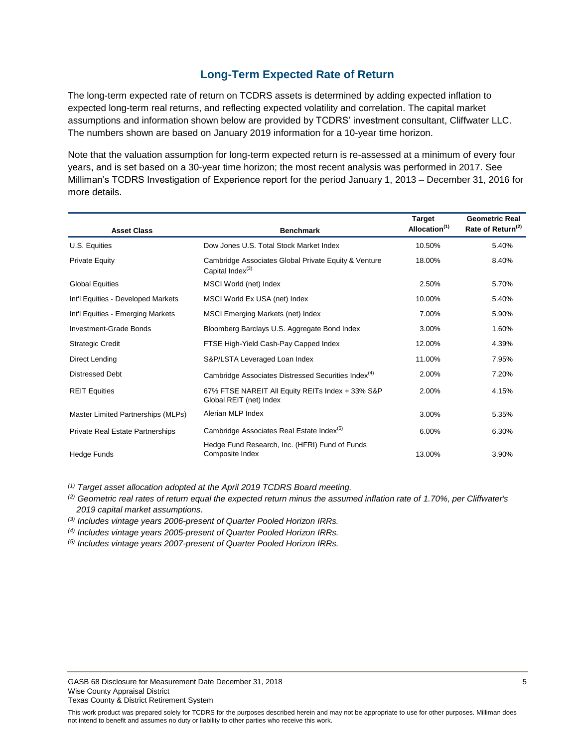## Long-Term Expected Rate of Return

The long-term expected rate of return on TCDRS assets is determined by adding expected inflation to expected long-term real returns, and reflecting expected volatility and correlation. The capital market assumptions and information shown below are provided by TCDRS' investment consultant, Cliffwater LLC. The numbers shown are based on January 2019 information for a 10-year time horizon.

Note that the valuation assumption for long-term expected return is re-assessed at a minimum of every four years, and is set based on a 30-year time horizon; the most recent analysis was performed in 2017. See Milliman's TCDRS Investigation of Experience report for the period January 1, 2013 – December 31, 2016 for more details.

| Asset Class | Benchmark | Target Allocation[(1)] | Geometric Real Rate of Return[(2)] |
|---|---|---|---|
| U.S. Equities | Dow Jones U.S. Total Stock Market Index | 10.50% | 5.40% |
| Private Equity | Cambridge Associates Global Private Equity & Venture Capital Index[(3)] | 18.00% | 8.40% |
| Global Equities | MSCI World (net) Index | 2.50% | 5.70% |
| Int'l Equities - Developed Markets | MSCI World Ex USA (net) Index | 10.00% | 5.40% |
| Int'l Equities - Emerging Markets | MSCI Emerging Markets (net) Index | 7.00% | 5.90% |
| Investment-Grade Bonds | Bloomberg Barclays U.S. Aggregate Bond Index | 3.00% | 1.60% |
| Strategic Credit | FTSE High-Yield Cash-Pay Capped Index | 12.00% | 4.39% |
| Direct Lending | S&P/LSTA Leveraged Loan Index | 11.00% | 7.95% |
| Distressed Debt | Cambridge Associates Distressed Securities Index[(4)] | 2.00% | 7.20% |
| REIT Equities | 67% FTSE NAREIT All Equity REITs Index + 33% S&P Global REIT (net) Index | 2.00% | 4.15% |
| Master Limited Partnerships (MLPs) | Alerian MLP Index | 3.00% | 5.35% |
| Private Real Estate Partnerships | Cambridge Associates Real Estate Index[(5)] | 6.00% | 6.30% |
| Hedge Funds | Hedge Fund Research, Inc. (HFRI) Fund of Funds Composite Index | 13.00% | 3.90% |

*[(1)] Target asset allocation adopted at the April 2019 TCDRS Board meeting.*

*[(2)] Geometric real rates of return equal the expected return minus the assumed inflation rate of 1.70%, per Cliffwater's 2019 capital market assumptions.*

*[(3)] Includes vintage years 2006-present of Quarter Pooled Horizon IRRs.*

*[(4)] Includes vintage years 2005-present of Quarter Pooled Horizon IRRs.*

*[(5)] Includes vintage years 2007-present of Quarter Pooled Horizon IRRs.*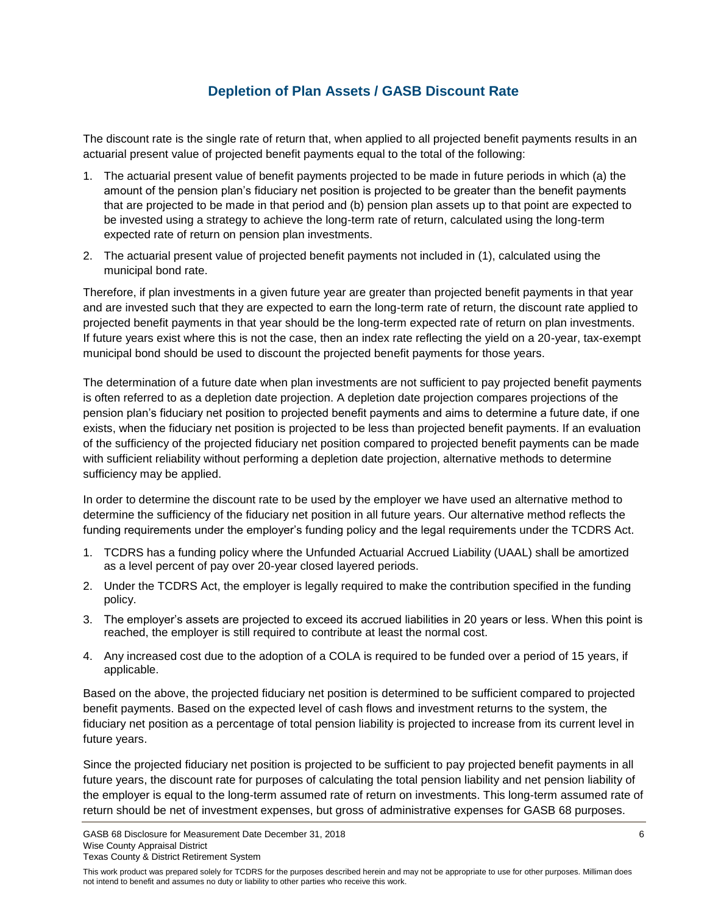## Depletion of Plan Assets / GASB Discount Rate

The discount rate is the single rate of return that, when applied to all projected benefit payments results in an actuarial present value of projected benefit payments equal to the total of the following:

1. The actuarial present value of benefit payments projected to be made in future periods in which (a) the amount of the pension plan's fiduciary net position is projected to be greater than the benefit payments that are projected to be made in that period and (b) pension plan assets up to that point are expected to be invested using a strategy to achieve the long-term rate of return, calculated using the long-term expected rate of return on pension plan investments.
2. The actuarial present value of projected benefit payments not included in (1), calculated using the municipal bond rate.

Therefore, if plan investments in a given future year are greater than projected benefit payments in that year and are invested such that they are expected to earn the long-term rate of return, the discount rate applied to projected benefit payments in that year should be the long-term expected rate of return on plan investments. If future years exist where this is not the case, then an index rate reflecting the yield on a 20-year, tax-exempt municipal bond should be used to discount the projected benefit payments for those years.

The determination of a future date when plan investments are not sufficient to pay projected benefit payments is often referred to as a depletion date projection. A depletion date projection compares projections of the pension plan's fiduciary net position to projected benefit payments and aims to determine a future date, if one exists, when the fiduciary net position is projected to be less than projected benefit payments. If an evaluation of the sufficiency of the projected fiduciary net position compared to projected benefit payments can be made with sufficient reliability without performing a depletion date projection, alternative methods to determine sufficiency may be applied.

In order to determine the discount rate to be used by the employer we have used an alternative method to determine the sufficiency of the fiduciary net position in all future years. Our alternative method reflects the funding requirements under the employer's funding policy and the legal requirements under the TCDRS Act.

1. TCDRS has a funding policy where the Unfunded Actuarial Accrued Liability (UAAL) shall be amortized as a level percent of pay over 20-year closed layered periods.
2. Under the TCDRS Act, the employer is legally required to make the contribution specified in the funding policy.
3. The employer's assets are projected to exceed its accrued liabilities in 20 years or less. When this point is reached, the employer is still required to contribute at least the normal cost.
4. Any increased cost due to the adoption of a COLA is required to be funded over a period of 15 years, if applicable.

Based on the above, the projected fiduciary net position is determined to be sufficient compared to projected benefit payments. Based on the expected level of cash flows and investment returns to the system, the fiduciary net position as a percentage of total pension liability is projected to increase from its current level in future years.

Since the projected fiduciary net position is projected to be sufficient to pay projected benefit payments in all future years, the discount rate for purposes of calculating the total pension liability and net pension liability of the employer is equal to the long-term assumed rate of return on investments. This long-term assumed rate of return should be net of investment expenses, but gross of administrative expenses for GASB 68 purposes.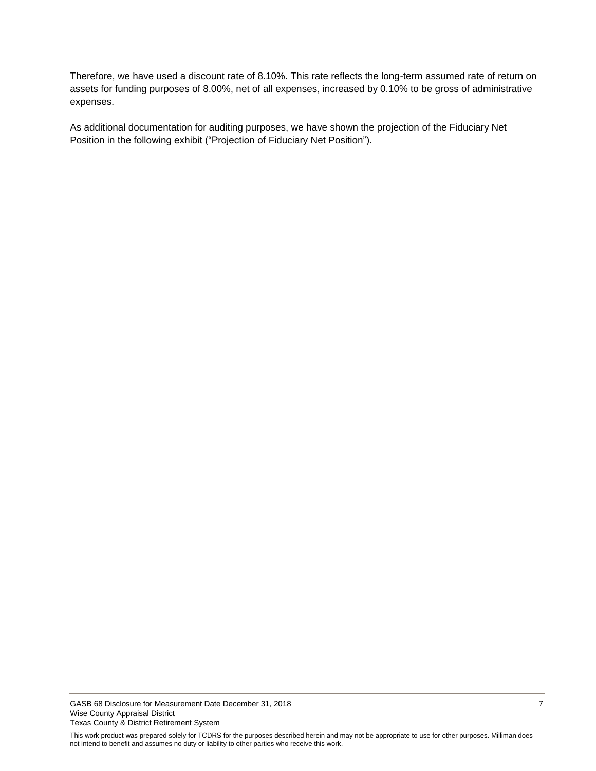Therefore, we have used a discount rate of 8.10%. This rate reflects the long-term assumed rate of return on assets for funding purposes of 8.00%, net of all expenses, increased by 0.10% to be gross of administrative expenses.

As additional documentation for auditing purposes, we have shown the projection of the Fiduciary Net Position in the following exhibit ("Projection of Fiduciary Net Position").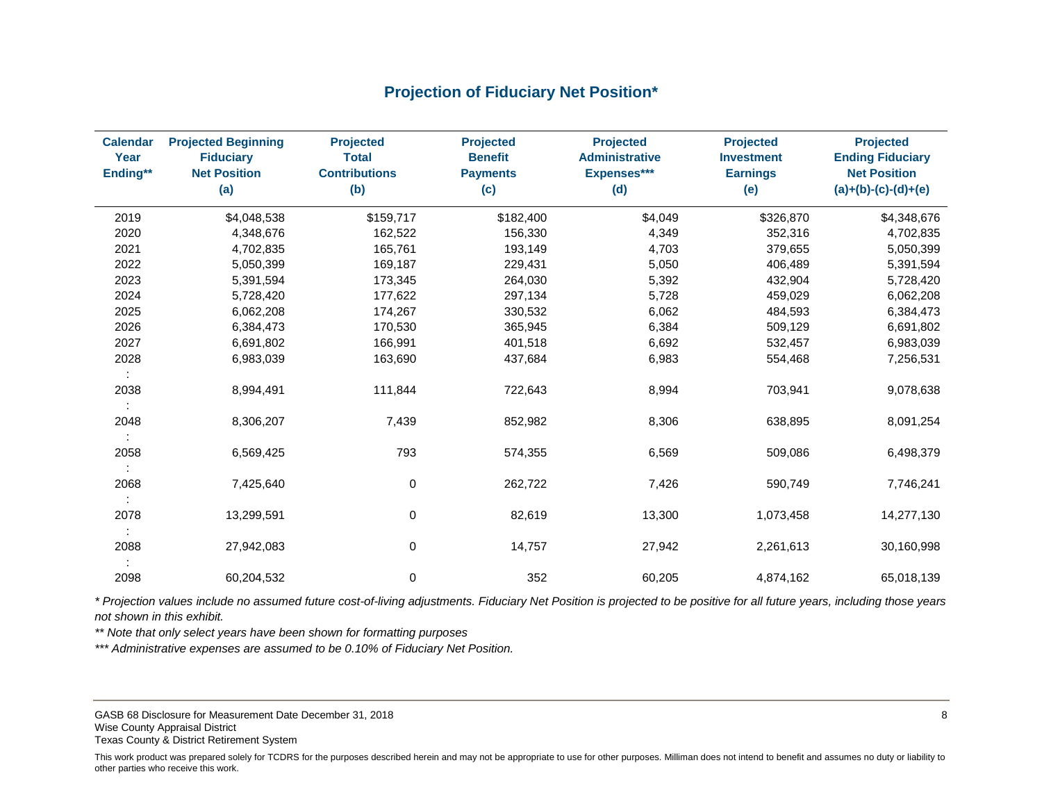## Projection of Fiduciary Net Position*

| Calendar Year Ending** | Projected Beginning Fiduciary Net Position (a) | Projected Total Contributions (b) | Projected Benefit Payments (c) | Projected Administrative Expenses*** (d) | Projected Investment Earnings (e) | Projected Ending Fiduciary Net Position (a)+(b)-(c)-(d)+(e) |
|---|---|---|---|---|---|---|
| 2019 | $4,048,538 | $159,717 | $182,400 | $4,049 | $326,870 | $4,348,676 |
| 2020 | 4,348,676 | 162,522 | 156,330 | 4,349 | 352,316 | 4,702,835 |
| 2021 | 4,702,835 | 165,761 | 193,149 | 4,703 | 379,655 | 5,050,399 |
| 2022 | 5,050,399 | 169,187 | 229,431 | 5,050 | 406,489 | 5,391,594 |
| 2023 | 5,391,594 | 173,345 | 264,030 | 5,392 | 432,904 | 5,728,420 |
| 2024 | 5,728,420 | 177,622 | 297,134 | 5,728 | 459,029 | 6,062,208 |
| 2025 | 6,062,208 | 174,267 | 330,532 | 6,062 | 484,593 | 6,384,473 |
| 2026 | 6,384,473 | 170,530 | 365,945 | 6,384 | 509,129 | 6,691,802 |
| 2027 | 6,691,802 | 166,991 | 401,518 | 6,692 | 532,457 | 6,983,039 |
| 2028 | 6,983,039 | 163,690 | 437,684 | 6,983 | 554,468 | 7,256,531 |
| : | | | | | | |
| 2038 | 8,994,491 | 111,844 | 722,643 | 8,994 | 703,941 | 9,078,638 |
| : | | | | | | |
| 2048 | 8,306,207 | 7,439 | 852,982 | 8,306 | 638,895 | 8,091,254 |
| : | | | | | | |
| 2058 | 6,569,425 | 793 | 574,355 | 6,569 | 509,086 | 6,498,379 |
| : | | | | | | |
| 2068 | 7,425,640 | 0 | 262,722 | 7,426 | 590,749 | 7,746,241 |
| : | | | | | | |
| 2078 | 13,299,591 | 0 | 82,619 | 13,300 | 1,073,458 | 14,277,130 |
| : | | | | | | |
| 2088 | 27,942,083 | 0 | 14,757 | 27,942 | 2,261,613 | 30,160,998 |
| : | | | | | | |
| 2098 | 60,204,532 | 0 | 352 | 60,205 | 4,874,162 | 65,018,139 |

*\* Projection values include no assumed future cost-of-living adjustments. Fiduciary Net Position is projected to be positive for all future years, including those years not shown in this exhibit.*

*\*\* Note that only select years have been shown for formatting purposes*

*\*\*\* Administrative expenses are assumed to be 0.10% of Fiduciary Net Position.*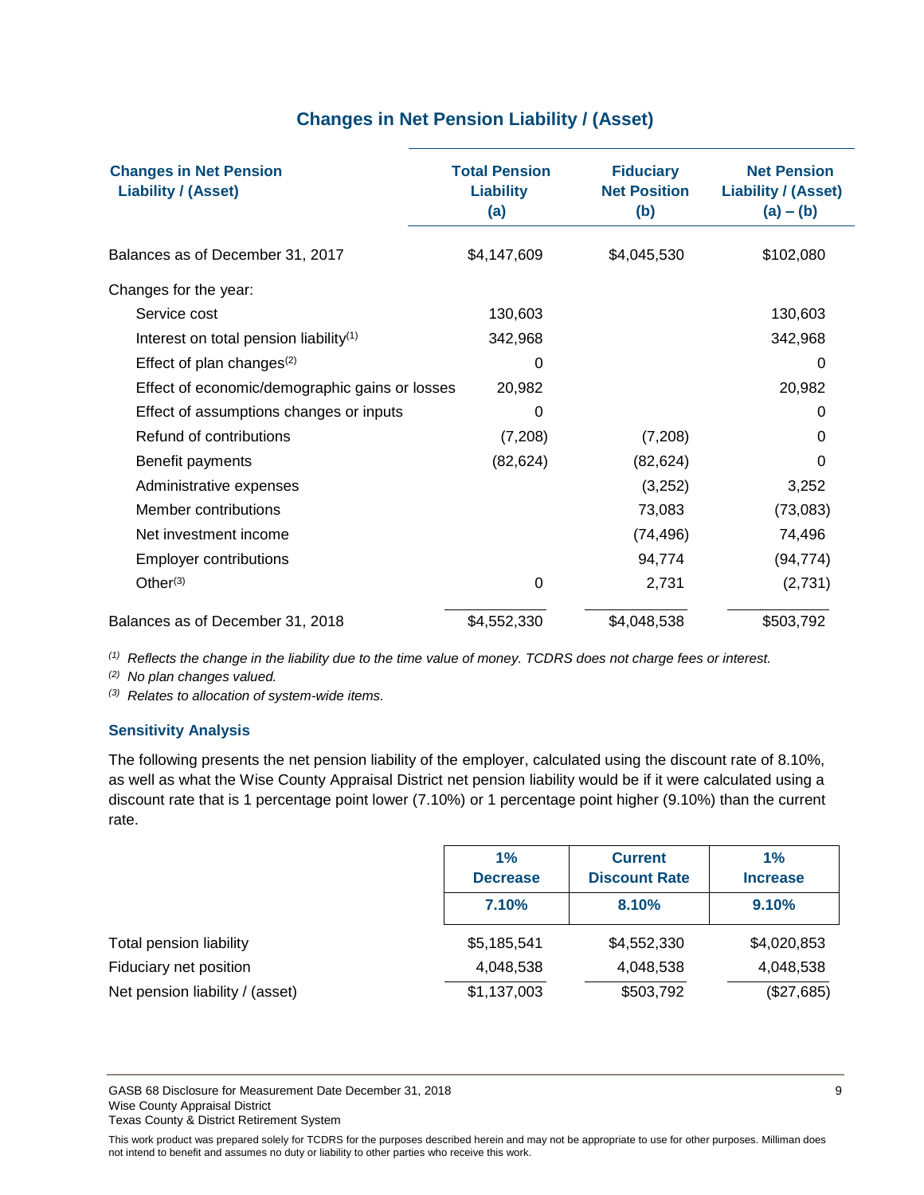## Changes in Net Pension Liability / (Asset)

| Changes in Net Pension Liability / (Asset) | Total Pension Liability (a) | Fiduciary Net Position (b) | Net Pension Liability / (Asset) (a) – (b) |
|---|---|---|---|
| Balances as of December 31, 2017 | $4,147,609 | $4,045,530 | $102,080 |
| Changes for the year: | | | |
| Service cost | 130,603 | | 130,603 |
| Interest on total pension liability[1] | 342,968 | | 342,968 |
| Effect of plan changes[2] | 0 | | 0 |
| Effect of economic/demographic gains or losses | 20,982 | | 20,982 |
| Effect of assumptions changes or inputs | 0 | | 0 |
| Refund of contributions | (7,208) | (7,208) | 0 |
| Benefit payments | (82,624) | (82,624) | 0 |
| Administrative expenses | | (3,252) | 3,252 |
| Member contributions | | 73,083 | (73,083) |
| Net investment income | | (74,496) | 74,496 |
| Employer contributions | | 94,774 | (94,774) |
| Other[3] | 0 | 2,731 | (2,731) |
| Balances as of December 31, 2018 | $4,552,330 | $4,048,538 | $503,792 |

[1] *Reflects the change in the liability due to the time value of money. TCDRS does not charge fees or interest.*

[2] *No plan changes valued.*

[3] *Relates to allocation of system-wide items.*

### Sensitivity Analysis

The following presents the net pension liability of the employer, calculated using the discount rate of 8.10%, as well as what the Wise County Appraisal District net pension liability would be if it were calculated using a discount rate that is 1 percentage point lower (7.10%) or 1 percentage point higher (9.10%) than the current rate.

| | 1% Decrease | Current Discount Rate | 1% Increase |
|---|---|---|---|
| | 7.10% | 8.10% | 9.10% |
| Total pension liability | $5,185,541 | $4,552,330 | $4,020,853 |
| Fiduciary net position | 4,048,538 | 4,048,538 | 4,048,538 |
| Net pension liability / (asset) | $1,137,003 | $503,792 | ($27,685) |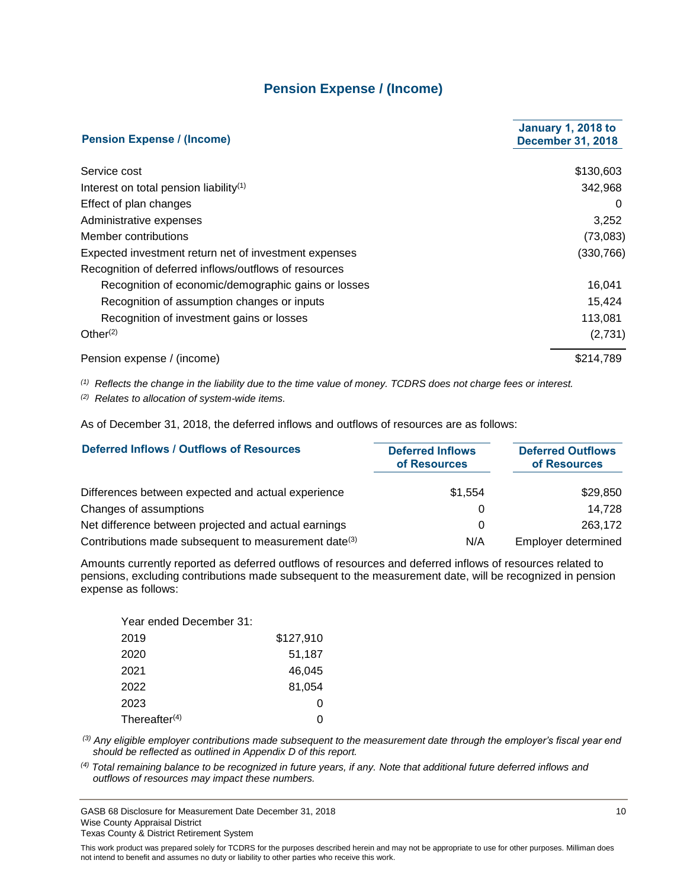# Pension Expense / (Income)

| Pension Expense / (Income) | January 1, 2018 to December 31, 2018 |
|---|---|
| Service cost | $130,603 |
| Interest on total pension liability[(1)] | 342,968 |
| Effect of plan changes | 0 |
| Administrative expenses | 3,252 |
| Member contributions | (73,083) |
| Expected investment return net of investment expenses | (330,766) |
| Recognition of deferred inflows/outflows of resources | |
| Recognition of economic/demographic gains or losses | 16,041 |
| Recognition of assumption changes or inputs | 15,424 |
| Recognition of investment gains or losses | 113,081 |
| Other[(2)] | (2,731) |
| Pension expense / (income) | $214,789 |

*[(1)] Reflects the change in the liability due to the time value of money. TCDRS does not charge fees or interest.*

*[(2)] Relates to allocation of system-wide items.*

As of December 31, 2018, the deferred inflows and outflows of resources are as follows:

| Deferred Inflows / Outflows of Resources | Deferred Inflows of Resources | Deferred Outflows of Resources |
|---|---|---|
| Differences between expected and actual experience | $1,554 | $29,850 |
| Changes of assumptions | 0 | 14,728 |
| Net difference between projected and actual earnings | 0 | 263,172 |
| Contributions made subsequent to measurement date[(3)] | N/A | Employer determined |

Amounts currently reported as deferred outflows of resources and deferred inflows of resources related to pensions, excluding contributions made subsequent to the measurement date, will be recognized in pension expense as follows:

| Year ended December 31: | |
|---|---|
| 2019 | $127,910 |
| 2020 | 51,187 |
| 2021 | 46,045 |
| 2022 | 81,054 |
| 2023 | 0 |
| Thereafter[(4)] | 0 |

*[(3)] Any eligible employer contributions made subsequent to the measurement date through the employer's fiscal year end should be reflected as outlined in Appendix D of this report.*

*[(4)] Total remaining balance to be recognized in future years, if any. Note that additional future deferred inflows and outflows of resources may impact these numbers.*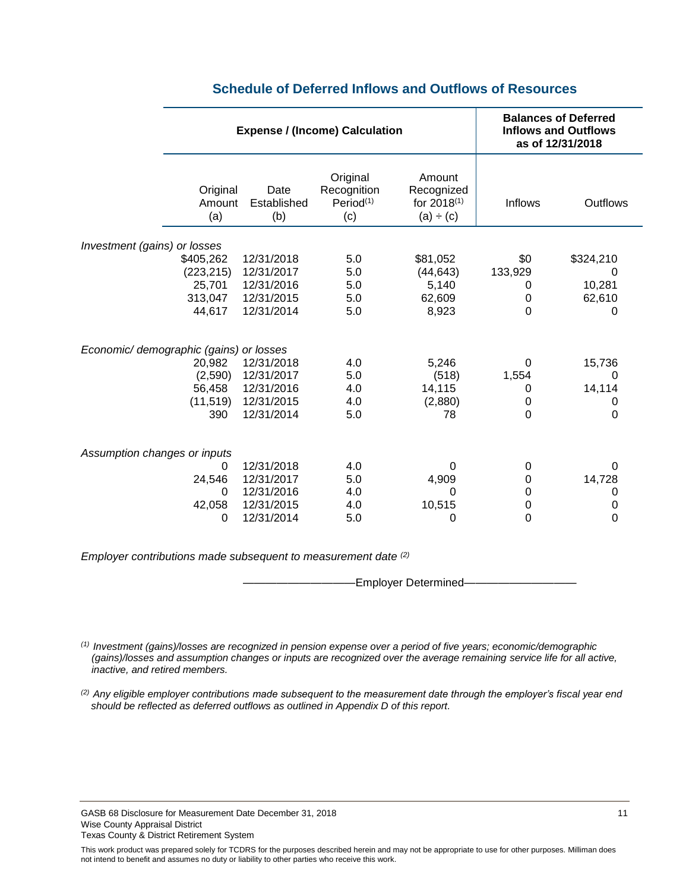## Schedule of Deferred Inflows and Outflows of Resources

| | Expense / (Income) Calculation | | | | Balances of Deferred Inflows and Outflows as of 12/31/2018 | |
|---|---|---|---|---|---|---|
| | Original Amount (a) | Date Established (b) | Original Recognition Period[(1)] (c) | Amount Recognized for 2018[(1)] (a) ÷ (c) | Inflows | Outflows |
| *Investment (gains) or losses* | | | | | | |
| | $405,262 | 12/31/2018 | 5.0 | $81,052 | $0 | $324,210 |
| | (223,215) | 12/31/2017 | 5.0 | (44,643) | 133,929 | 0 |
| | 25,701 | 12/31/2016 | 5.0 | 5,140 | 0 | 10,281 |
| | 313,047 | 12/31/2015 | 5.0 | 62,609 | 0 | 62,610 |
| | 44,617 | 12/31/2014 | 5.0 | 8,923 | 0 | 0 |
| *Economic/ demographic (gains) or losses* | | | | | | |
| | 20,982 | 12/31/2018 | 4.0 | 5,246 | 0 | 15,736 |
| | (2,590) | 12/31/2017 | 5.0 | (518) | 1,554 | 0 |
| | 56,458 | 12/31/2016 | 4.0 | 14,115 | 0 | 14,114 |
| | (11,519) | 12/31/2015 | 4.0 | (2,880) | 0 | 0 |
| | 390 | 12/31/2014 | 5.0 | 78 | 0 | 0 |
| *Assumption changes or inputs* | | | | | | |
| | 0 | 12/31/2018 | 4.0 | 0 | 0 | 0 |
| | 24,546 | 12/31/2017 | 5.0 | 4,909 | 0 | 14,728 |
| | 0 | 12/31/2016 | 4.0 | 0 | 0 | 0 |
| | 42,058 | 12/31/2015 | 4.0 | 10,515 | 0 | 0 |
| | 0 | 12/31/2014 | 5.0 | 0 | 0 | 0 |

*Employer contributions made subsequent to measurement date [(2)]*

——————————Employer Determined——————————

*[(1)] Investment (gains)/losses are recognized in pension expense over a period of five years; economic/demographic (gains)/losses and assumption changes or inputs are recognized over the average remaining service life for all active, inactive, and retired members.*

*[(2)] Any eligible employer contributions made subsequent to the measurement date through the employer's fiscal year end should be reflected as deferred outflows as outlined in Appendix D of this report.*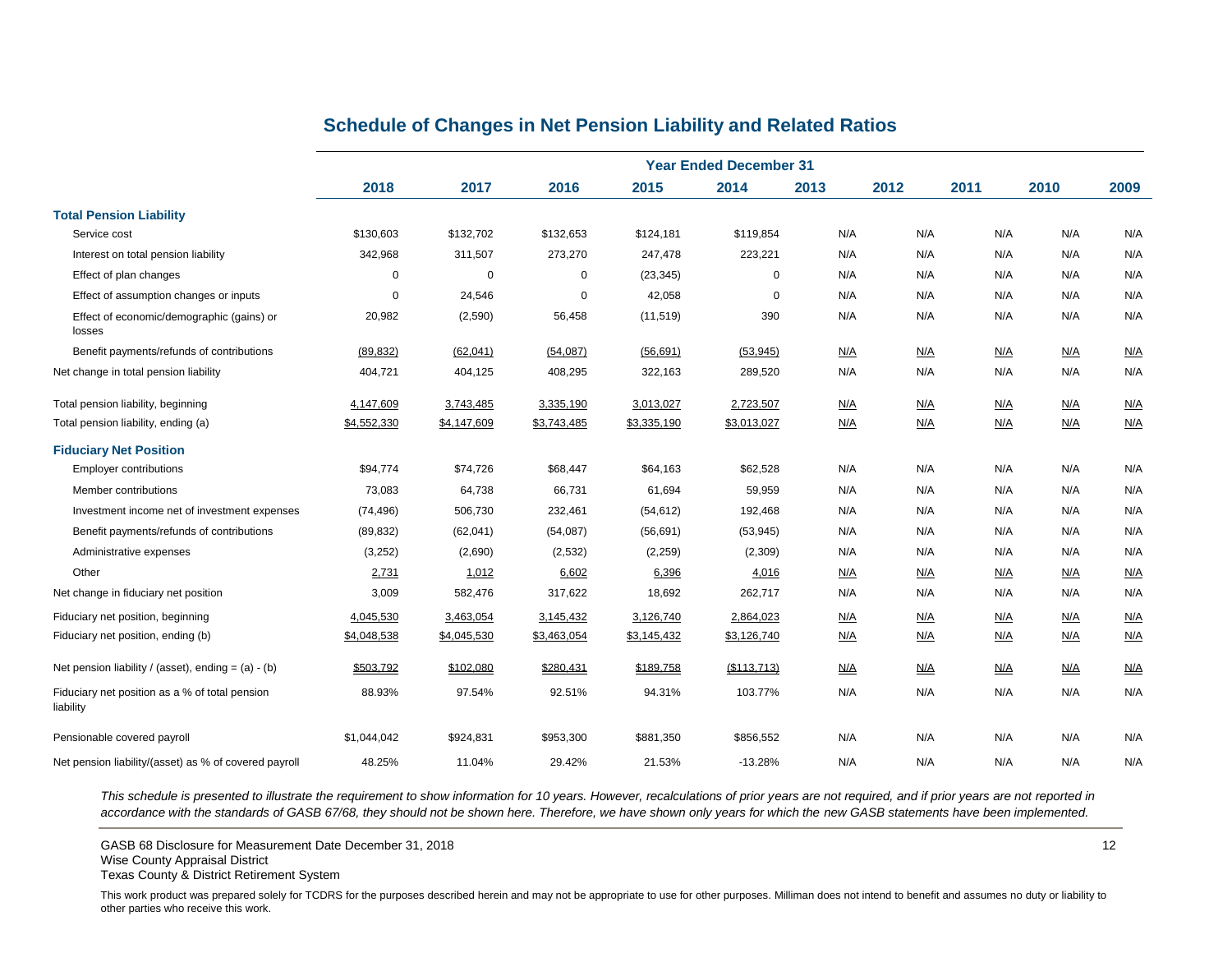## Schedule of Changes in Net Pension Liability and Related Ratios

| | Year Ended December 31 | | | | | | | | | |
|---|---|---|---|---|---|---|---|---|---|---|
| | 2018 | 2017 | 2016 | 2015 | 2014 | 2013 | 2012 | 2011 | 2010 | 2009 |
| **Total Pension Liability** | | | | | | | | | | |
| Service cost | $130,603 | $132,702 | $132,653 | $124,181 | $119,854 | N/A | N/A | N/A | N/A | N/A |
| Interest on total pension liability | 342,968 | 311,507 | 273,270 | 247,478 | 223,221 | N/A | N/A | N/A | N/A | N/A |
| Effect of plan changes | 0 | 0 | 0 | (23,345) | 0 | N/A | N/A | N/A | N/A | N/A |
| Effect of assumption changes or inputs | 0 | 24,546 | 0 | 42,058 | 0 | N/A | N/A | N/A | N/A | N/A |
| Effect of economic/demographic (gains) or losses | 20,982 | (2,590) | 56,458 | (11,519) | 390 | N/A | N/A | N/A | N/A | N/A |
| Benefit payments/refunds of contributions | (89,832) | (62,041) | (54,087) | (56,691) | (53,945) | N/A | N/A | N/A | N/A | N/A |
| Net change in total pension liability | 404,721 | 404,125 | 408,295 | 322,163 | 289,520 | N/A | N/A | N/A | N/A | N/A |
| Total pension liability, beginning | 4,147,609 | 3,743,485 | 3,335,190 | 3,013,027 | 2,723,507 | N/A | N/A | N/A | N/A | N/A |
| Total pension liability, ending (a) | $4,552,330 | $4,147,609 | $3,743,485 | $3,335,190 | $3,013,027 | N/A | N/A | N/A | N/A | N/A |
| **Fiduciary Net Position** | | | | | | | | | | |
| Employer contributions | $94,774 | $74,726 | $68,447 | $64,163 | $62,528 | N/A | N/A | N/A | N/A | N/A |
| Member contributions | 73,083 | 64,738 | 66,731 | 61,694 | 59,959 | N/A | N/A | N/A | N/A | N/A |
| Investment income net of investment expenses | (74,496) | 506,730 | 232,461 | (54,612) | 192,468 | N/A | N/A | N/A | N/A | N/A |
| Benefit payments/refunds of contributions | (89,832) | (62,041) | (54,087) | (56,691) | (53,945) | N/A | N/A | N/A | N/A | N/A |
| Administrative expenses | (3,252) | (2,690) | (2,532) | (2,259) | (2,309) | N/A | N/A | N/A | N/A | N/A |
| Other | 2,731 | 1,012 | 6,602 | 6,396 | 4,016 | N/A | N/A | N/A | N/A | N/A |
| Net change in fiduciary net position | 3,009 | 582,476 | 317,622 | 18,692 | 262,717 | N/A | N/A | N/A | N/A | N/A |
| Fiduciary net position, beginning | 4,045,530 | 3,463,054 | 3,145,432 | 3,126,740 | 2,864,023 | N/A | N/A | N/A | N/A | N/A |
| Fiduciary net position, ending (b) | $4,048,538 | $4,045,530 | $3,463,054 | $3,145,432 | $3,126,740 | N/A | N/A | N/A | N/A | N/A |
| Net pension liability / (asset), ending = (a) - (b) | $503,792 | $102,080 | $280,431 | $189,758 | ($113,713) | N/A | N/A | N/A | N/A | N/A |
| Fiduciary net position as a % of total pension liability | 88.93% | 97.54% | 92.51% | 94.31% | 103.77% | N/A | N/A | N/A | N/A | N/A |
| Pensionable covered payroll | $1,044,042 | $924,831 | $953,300 | $881,350 | $856,552 | N/A | N/A | N/A | N/A | N/A |
| Net pension liability/(asset) as % of covered payroll | 48.25% | 11.04% | 29.42% | 21.53% | -13.28% | N/A | N/A | N/A | N/A | N/A |

*This schedule is presented to illustrate the requirement to show information for 10 years. However, recalculations of prior years are not required, and if prior years are not reported in accordance with the standards of GASB 67/68, they should not be shown here. Therefore, we have shown only years for which the new GASB statements have been implemented.*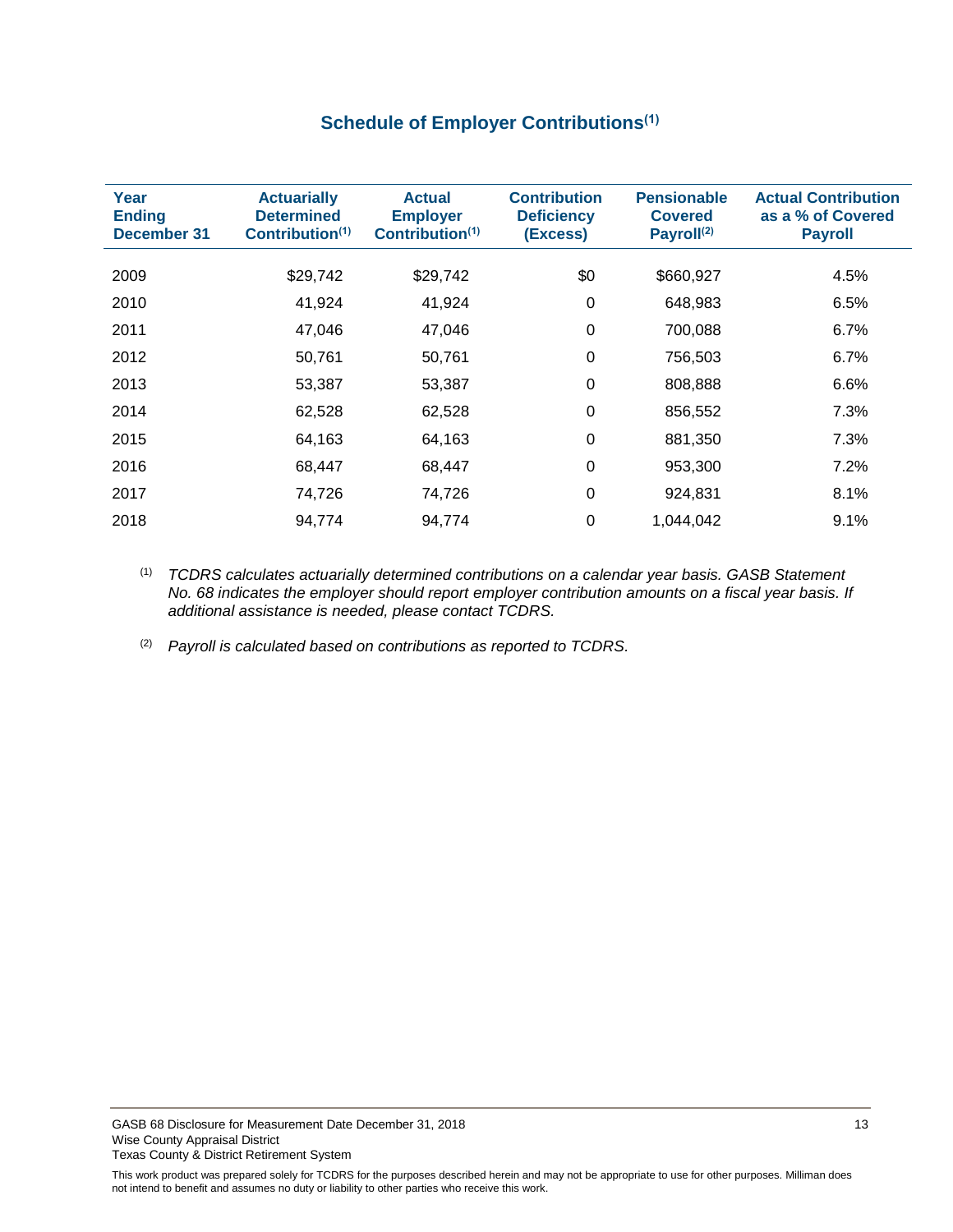## Schedule of Employer Contributions[1]

| Year Ending December 31 | Actuarially Determined Contribution[1] | Actual Employer Contribution[1] | Contribution Deficiency (Excess) | Pensionable Covered Payroll[2] | Actual Contribution as a % of Covered Payroll |
|---|---|---|---|---|---|
| 2009 | $29,742 | $29,742 | $0 | $660,927 | 4.5% |
| 2010 | 41,924 | 41,924 | 0 | 648,983 | 6.5% |
| 2011 | 47,046 | 47,046 | 0 | 700,088 | 6.7% |
| 2012 | 50,761 | 50,761 | 0 | 756,503 | 6.7% |
| 2013 | 53,387 | 53,387 | 0 | 808,888 | 6.6% |
| 2014 | 62,528 | 62,528 | 0 | 856,552 | 7.3% |
| 2015 | 64,163 | 64,163 | 0 | 881,350 | 7.3% |
| 2016 | 68,447 | 68,447 | 0 | 953,300 | 7.2% |
| 2017 | 74,726 | 74,726 | 0 | 924,831 | 8.1% |
| 2018 | 94,774 | 94,774 | 0 | 1,044,042 | 9.1% |

[1] *TCDRS calculates actuarially determined contributions on a calendar year basis. GASB Statement No. 68 indicates the employer should report employer contribution amounts on a fiscal year basis. If additional assistance is needed, please contact TCDRS.*

[2] *Payroll is calculated based on contributions as reported to TCDRS.*

GASB 68 Disclosure for Measurement Date December 31, 2018
Wise County Appraisal District
Texas County & District Retirement System

This work product was prepared solely for TCDRS for the purposes described herein and may not be appropriate to use for other purposes. Milliman does not intend to benefit and assumes no duty or liability to other parties who receive this work.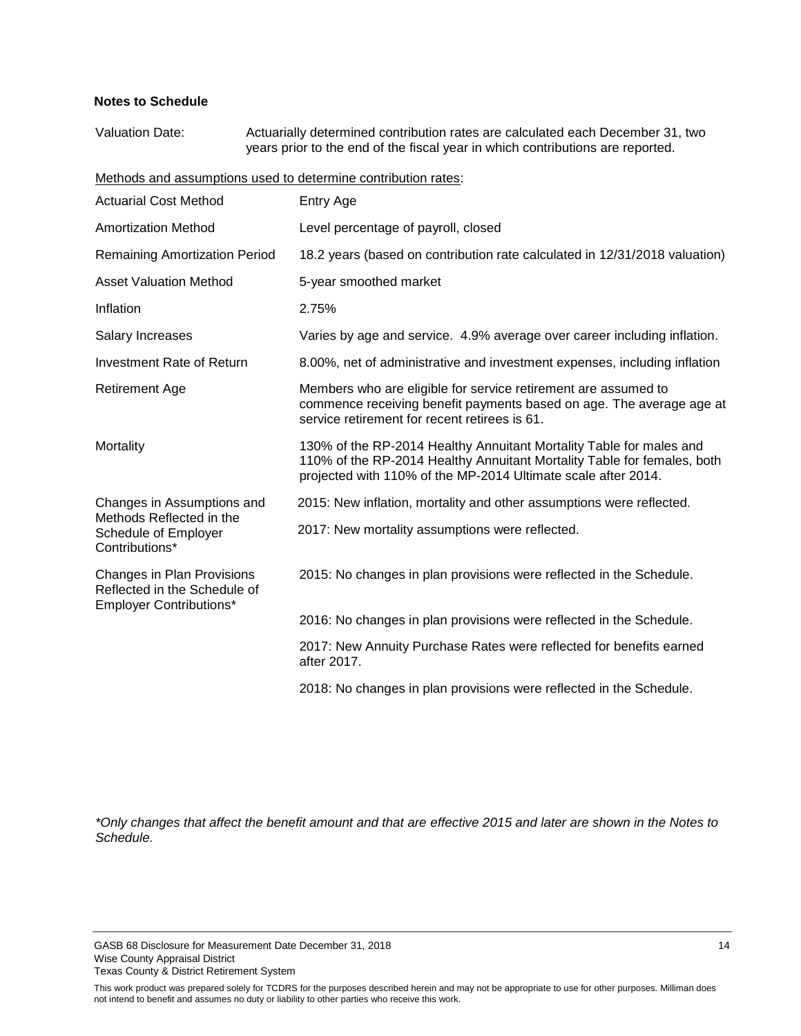**Notes to Schedule**

| | |
|---|---|
| Valuation Date: | Actuarially determined contribution rates are calculated each December 31, two years prior to the end of the fiscal year in which contributions are reported. |

Methods and assumptions used to determine contribution rates:

| | |
|---|---|
| Actuarial Cost Method | Entry Age |
| Amortization Method | Level percentage of payroll, closed |
| Remaining Amortization Period | 18.2 years (based on contribution rate calculated in 12/31/2018 valuation) |
| Asset Valuation Method | 5-year smoothed market |
| Inflation | 2.75% |
| Salary Increases | Varies by age and service. 4.9% average over career including inflation. |
| Investment Rate of Return | 8.00%, net of administrative and investment expenses, including inflation |
| Retirement Age | Members who are eligible for service retirement are assumed to commence receiving benefit payments based on age. The average age at service retirement for recent retirees is 61. |
| Mortality | 130% of the RP-2014 Healthy Annuitant Mortality Table for males and 110% of the RP-2014 Healthy Annuitant Mortality Table for females, both projected with 110% of the MP-2014 Ultimate scale after 2014. |
| Changes in Assumptions and Methods Reflected in the Schedule of Employer Contributions* | 2015: New inflation, mortality and other assumptions were reflected.<br>2017: New mortality assumptions were reflected. |
| Changes in Plan Provisions Reflected in the Schedule of Employer Contributions* | 2015: No changes in plan provisions were reflected in the Schedule.<br>2016: No changes in plan provisions were reflected in the Schedule.<br>2017: New Annuity Purchase Rates were reflected for benefits earned after 2017.<br>2018: No changes in plan provisions were reflected in the Schedule. |

*\*Only changes that affect the benefit amount and that are effective 2015 and later are shown in the Notes to Schedule.*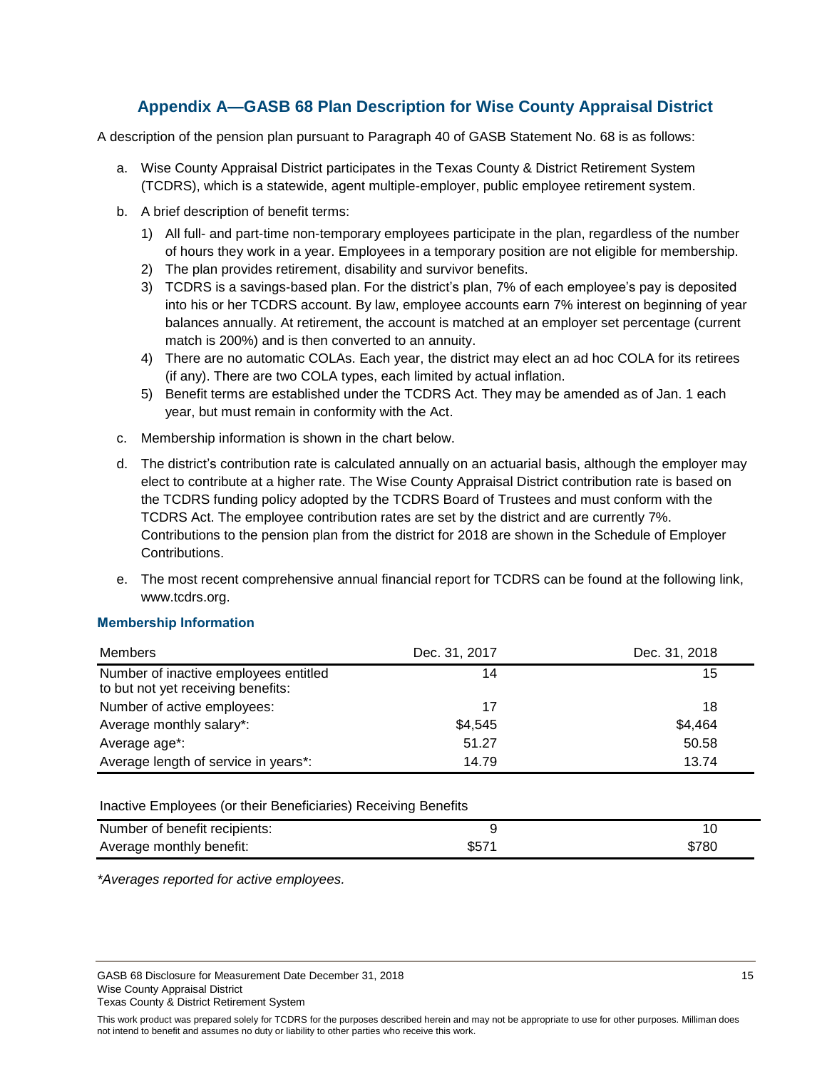## Appendix A—GASB 68 Plan Description for Wise County Appraisal District

A description of the pension plan pursuant to Paragraph 40 of GASB Statement No. 68 is as follows:

a. Wise County Appraisal District participates in the Texas County & District Retirement System (TCDRS), which is a statewide, agent multiple-employer, public employee retirement system.

b. A brief description of benefit terms:
   1) All full- and part-time non-temporary employees participate in the plan, regardless of the number of hours they work in a year. Employees in a temporary position are not eligible for membership.
   2) The plan provides retirement, disability and survivor benefits.
   3) TCDRS is a savings-based plan. For the district's plan, 7% of each employee's pay is deposited into his or her TCDRS account. By law, employee accounts earn 7% interest on beginning of year balances annually. At retirement, the account is matched at an employer set percentage (current match is 200%) and is then converted to an annuity.
   4) There are no automatic COLAs. Each year, the district may elect an ad hoc COLA for its retirees (if any). There are two COLA types, each limited by actual inflation.
   5) Benefit terms are established under the TCDRS Act. They may be amended as of Jan. 1 each year, but must remain in conformity with the Act.

c. Membership information is shown in the chart below.

d. The district's contribution rate is calculated annually on an actuarial basis, although the employer may elect to contribute at a higher rate. The Wise County Appraisal District contribution rate is based on the TCDRS funding policy adopted by the TCDRS Board of Trustees and must conform with the TCDRS Act. The employee contribution rates are set by the district and are currently 7%. Contributions to the pension plan from the district for 2018 are shown in the Schedule of Employer Contributions.

e. The most recent comprehensive annual financial report for TCDRS can be found at the following link, www.tcdrs.org.

### Membership Information

| Members | Dec. 31, 2017 | Dec. 31, 2018 |
|---|---|---|
| Number of inactive employees entitled to but not yet receiving benefits: | 14 | 15 |
| Number of active employees: | 17 | 18 |
| Average monthly salary*: | $4,545 | $4,464 |
| Average age*: | 51.27 | 50.58 |
| Average length of service in years*: | 14.79 | 13.74 |

| Inactive Employees (or their Beneficiaries) Receiving Benefits | | |
|---|---|---|
| Number of benefit recipients: | 9 | 10 |
| Average monthly benefit: | $571 | $780 |

*Averages reported for active employees.*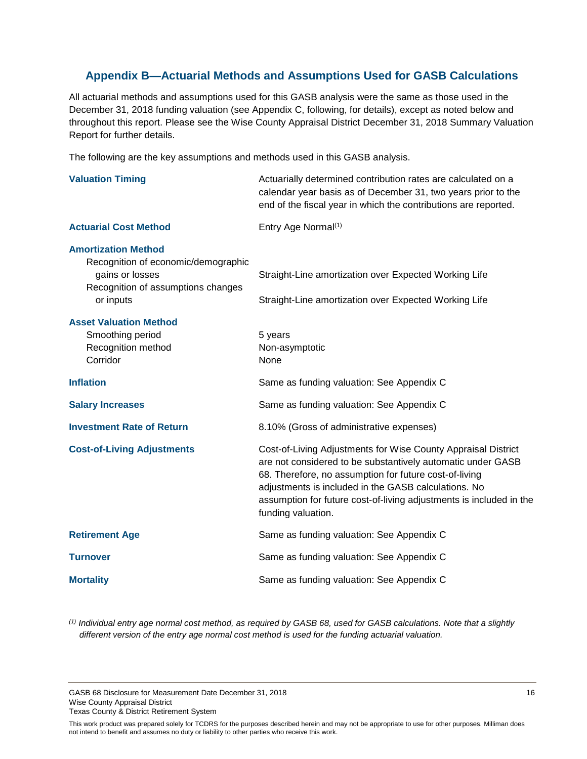## Appendix B—Actuarial Methods and Assumptions Used for GASB Calculations

All actuarial methods and assumptions used for this GASB analysis were the same as those used in the December 31, 2018 funding valuation (see Appendix C, following, for details), except as noted below and throughout this report. Please see the Wise County Appraisal District December 31, 2018 Summary Valuation Report for further details.

The following are the key assumptions and methods used in this GASB analysis.

| | |
|---|---|
| **Valuation Timing** | Actuarially determined contribution rates are calculated on a calendar year basis as of December 31, two years prior to the end of the fiscal year in which the contributions are reported. |
| **Actuarial Cost Method** | Entry Age Normal[1] |
| **Amortization Method** | |
| Recognition of economic/demographic gains or losses | Straight-Line amortization over Expected Working Life |
| Recognition of assumptions changes or inputs | Straight-Line amortization over Expected Working Life |
| **Asset Valuation Method** | |
| Smoothing period | 5 years |
| Recognition method | Non-asymptotic |
| Corridor | None |
| **Inflation** | Same as funding valuation: See Appendix C |
| **Salary Increases** | Same as funding valuation: See Appendix C |
| **Investment Rate of Return** | 8.10% (Gross of administrative expenses) |
| **Cost-of-Living Adjustments** | Cost-of-Living Adjustments for Wise County Appraisal District are not considered to be substantively automatic under GASB 68. Therefore, no assumption for future cost-of-living adjustments is included in the GASB calculations. No assumption for future cost-of-living adjustments is included in the funding valuation. |
| **Retirement Age** | Same as funding valuation: See Appendix C |
| **Turnover** | Same as funding valuation: See Appendix C |
| **Mortality** | Same as funding valuation: See Appendix C |

*[1] Individual entry age normal cost method, as required by GASB 68, used for GASB calculations. Note that a slightly different version of the entry age normal cost method is used for the funding actuarial valuation.*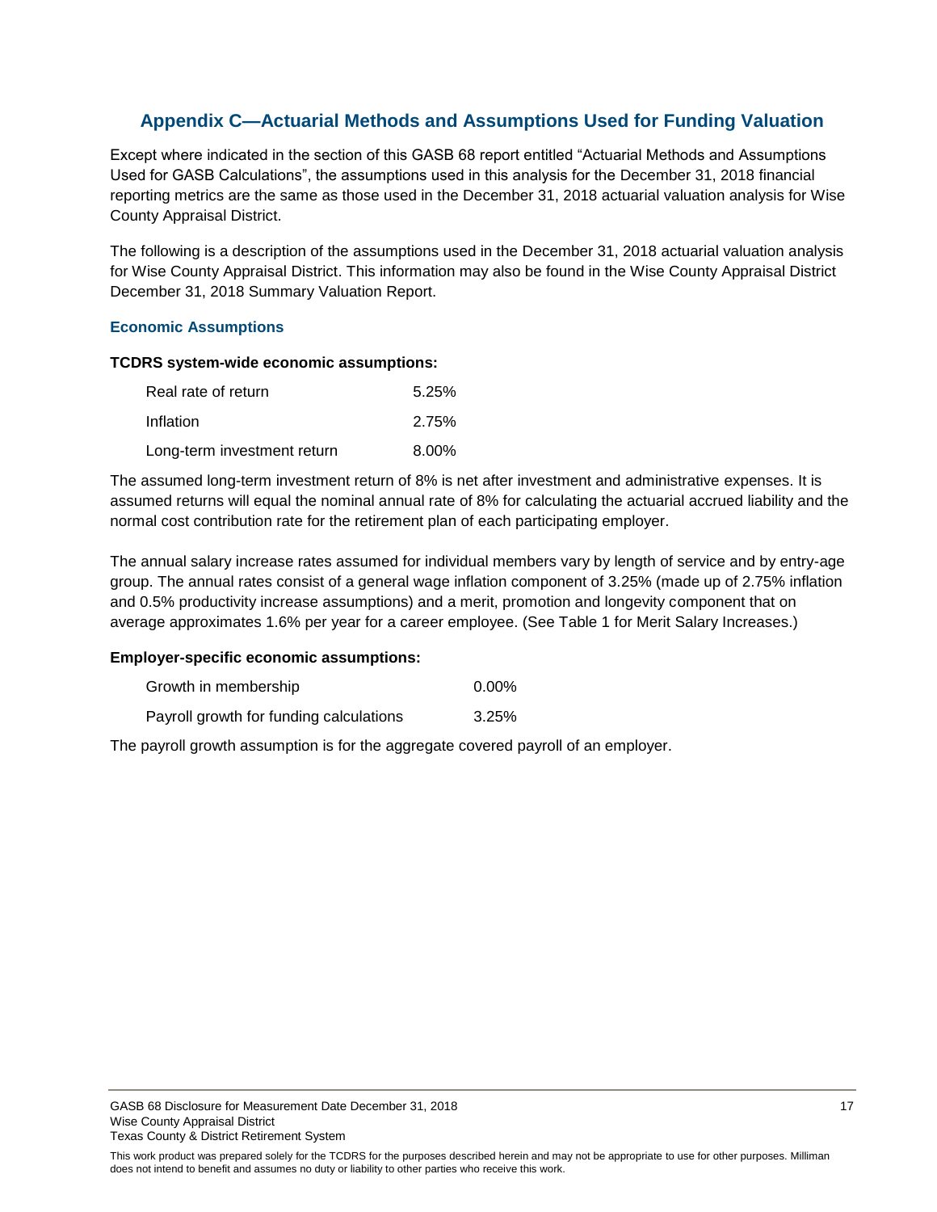## Appendix C—Actuarial Methods and Assumptions Used for Funding Valuation

Except where indicated in the section of this GASB 68 report entitled "Actuarial Methods and Assumptions Used for GASB Calculations", the assumptions used in this analysis for the December 31, 2018 financial reporting metrics are the same as those used in the December 31, 2018 actuarial valuation analysis for Wise County Appraisal District.

The following is a description of the assumptions used in the December 31, 2018 actuarial valuation analysis for Wise County Appraisal District. This information may also be found in the Wise County Appraisal District December 31, 2018 Summary Valuation Report.

### Economic Assumptions

**TCDRS system-wide economic assumptions:**

| | |
|---|---|
| Real rate of return | 5.25% |
| Inflation | 2.75% |
| Long-term investment return | 8.00% |

The assumed long-term investment return of 8% is net after investment and administrative expenses. It is assumed returns will equal the nominal annual rate of 8% for calculating the actuarial accrued liability and the normal cost contribution rate for the retirement plan of each participating employer.

The annual salary increase rates assumed for individual members vary by length of service and by entry-age group. The annual rates consist of a general wage inflation component of 3.25% (made up of 2.75% inflation and 0.5% productivity increase assumptions) and a merit, promotion and longevity component that on average approximates 1.6% per year for a career employee. (See Table 1 for Merit Salary Increases.)

**Employer-specific economic assumptions:**

| | |
|---|---|
| Growth in membership | 0.00% |
| Payroll growth for funding calculations | 3.25% |

The payroll growth assumption is for the aggregate covered payroll of an employer.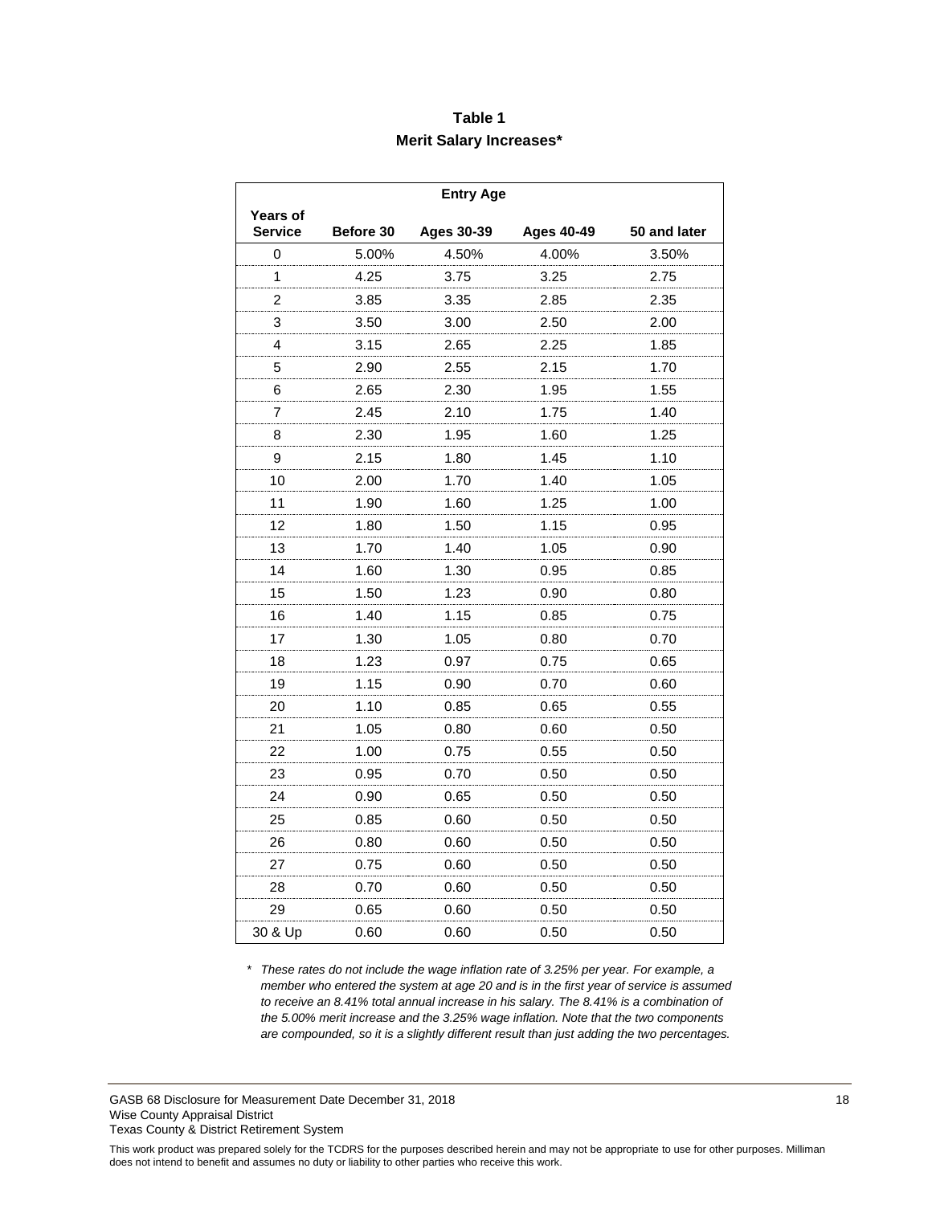**Table 1**

**Merit Salary Increases***

| | Entry Age | | | |
|---|---|---|---|---|
| **Years of Service** | **Before 30** | **Ages 30-39** | **Ages 40-49** | **50 and later** |
| 0 | 5.00% | 4.50% | 4.00% | 3.50% |
| 1 | 4.25 | 3.75 | 3.25 | 2.75 |
| 2 | 3.85 | 3.35 | 2.85 | 2.35 |
| 3 | 3.50 | 3.00 | 2.50 | 2.00 |
| 4 | 3.15 | 2.65 | 2.25 | 1.85 |
| 5 | 2.90 | 2.55 | 2.15 | 1.70 |
| 6 | 2.65 | 2.30 | 1.95 | 1.55 |
| 7 | 2.45 | 2.10 | 1.75 | 1.40 |
| 8 | 2.30 | 1.95 | 1.60 | 1.25 |
| 9 | 2.15 | 1.80 | 1.45 | 1.10 |
| 10 | 2.00 | 1.70 | 1.40 | 1.05 |
| 11 | 1.90 | 1.60 | 1.25 | 1.00 |
| 12 | 1.80 | 1.50 | 1.15 | 0.95 |
| 13 | 1.70 | 1.40 | 1.05 | 0.90 |
| 14 | 1.60 | 1.30 | 0.95 | 0.85 |
| 15 | 1.50 | 1.23 | 0.90 | 0.80 |
| 16 | 1.40 | 1.15 | 0.85 | 0.75 |
| 17 | 1.30 | 1.05 | 0.80 | 0.70 |
| 18 | 1.23 | 0.97 | 0.75 | 0.65 |
| 19 | 1.15 | 0.90 | 0.70 | 0.60 |
| 20 | 1.10 | 0.85 | 0.65 | 0.55 |
| 21 | 1.05 | 0.80 | 0.60 | 0.50 |
| 22 | 1.00 | 0.75 | 0.55 | 0.50 |
| 23 | 0.95 | 0.70 | 0.50 | 0.50 |
| 24 | 0.90 | 0.65 | 0.50 | 0.50 |
| 25 | 0.85 | 0.60 | 0.50 | 0.50 |
| 26 | 0.80 | 0.60 | 0.50 | 0.50 |
| 27 | 0.75 | 0.60 | 0.50 | 0.50 |
| 28 | 0.70 | 0.60 | 0.50 | 0.50 |
| 29 | 0.65 | 0.60 | 0.50 | 0.50 |
| 30 & Up | 0.60 | 0.60 | 0.50 | 0.50 |

\* *These rates do not include the wage inflation rate of 3.25% per year. For example, a member who entered the system at age 20 and is in the first year of service is assumed to receive an 8.41% total annual increase in his salary. The 8.41% is a combination of the 5.00% merit increase and the 3.25% wage inflation. Note that the two components are compounded, so it is a slightly different result than just adding the two percentages.*

GASB 68 Disclosure for Measurement Date December 31, 2018
Wise County Appraisal District
Texas County & District Retirement System

This work product was prepared solely for the TCDRS for the purposes described herein and may not be appropriate to use for other purposes. Milliman does not intend to benefit and assumes no duty or liability to other parties who receive this work.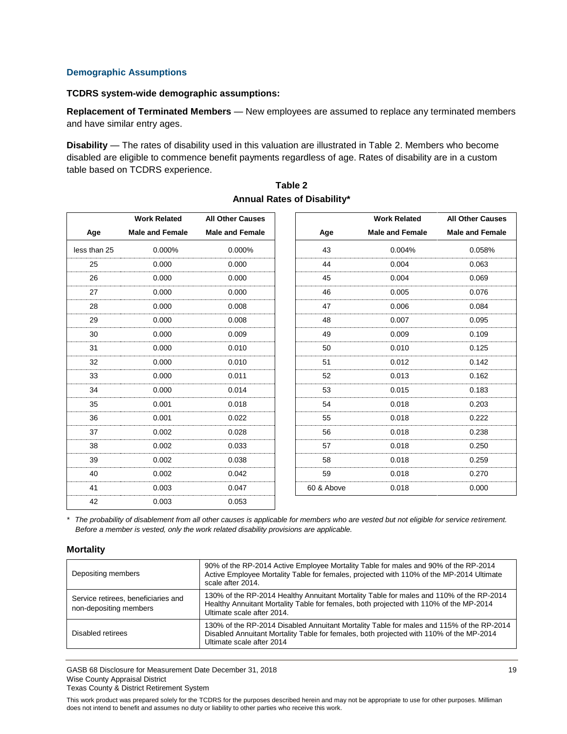### Demographic Assumptions

**TCDRS system-wide demographic assumptions:**

**Replacement of Terminated Members** — New employees are assumed to replace any terminated members and have similar entry ages.

**Disability** — The rates of disability used in this valuation are illustrated in Table 2. Members who become disabled are eligible to commence benefit payments regardless of age. Rates of disability are in a custom table based on TCDRS experience.

**Table 2**
**Annual Rates of Disability***

| Age | Work Related Male and Female | All Other Causes Male and Female |
|---|---|---|
| less than 25 | 0.000% | 0.000% |
| 25 | 0.000 | 0.000 |
| 26 | 0.000 | 0.000 |
| 27 | 0.000 | 0.000 |
| 28 | 0.000 | 0.008 |
| 29 | 0.000 | 0.008 |
| 30 | 0.000 | 0.009 |
| 31 | 0.000 | 0.010 |
| 32 | 0.000 | 0.010 |
| 33 | 0.000 | 0.011 |
| 34 | 0.000 | 0.014 |
| 35 | 0.001 | 0.018 |
| 36 | 0.001 | 0.022 |
| 37 | 0.002 | 0.028 |
| 38 | 0.002 | 0.033 |
| 39 | 0.002 | 0.038 |
| 40 | 0.002 | 0.042 |
| 41 | 0.003 | 0.047 |
| 42 | 0.003 | 0.053 |

| Age | Work Related Male and Female | All Other Causes Male and Female |
|---|---|---|
| 43 | 0.004% | 0.058% |
| 44 | 0.004 | 0.063 |
| 45 | 0.004 | 0.069 |
| 46 | 0.005 | 0.076 |
| 47 | 0.006 | 0.084 |
| 48 | 0.007 | 0.095 |
| 49 | 0.009 | 0.109 |
| 50 | 0.010 | 0.125 |
| 51 | 0.012 | 0.142 |
| 52 | 0.013 | 0.162 |
| 53 | 0.015 | 0.183 |
| 54 | 0.018 | 0.203 |
| 55 | 0.018 | 0.222 |
| 56 | 0.018 | 0.238 |
| 57 | 0.018 | 0.250 |
| 58 | 0.018 | 0.259 |
| 59 | 0.018 | 0.270 |
| 60 & Above | 0.018 | 0.000 |

*\* The probability of disablement from all other causes is applicable for members who are vested but not eligible for service retirement. Before a member is vested, only the work related disability provisions are applicable.*

#### Mortality

| | |
|---|---|
| Depositing members | 90% of the RP-2014 Active Employee Mortality Table for males and 90% of the RP-2014 Active Employee Mortality Table for females, projected with 110% of the MP-2014 Ultimate scale after 2014. |
| Service retirees, beneficiaries and non-depositing members | 130% of the RP-2014 Healthy Annuitant Mortality Table for males and 110% of the RP-2014 Healthy Annuitant Mortality Table for females, both projected with 110% of the MP-2014 Ultimate scale after 2014. |
| Disabled retirees | 130% of the RP-2014 Disabled Annuitant Mortality Table for males and 115% of the RP-2014 Disabled Annuitant Mortality Table for females, both projected with 110% of the MP-2014 Ultimate scale after 2014 |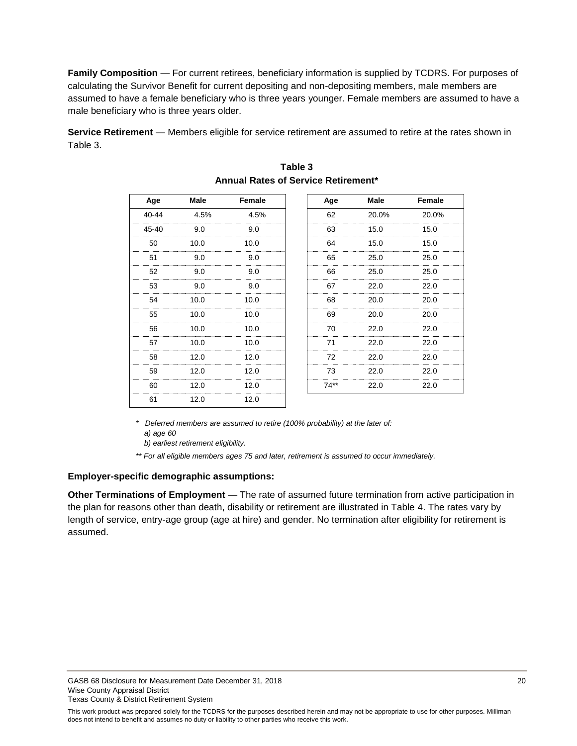**Family Composition** — For current retirees, beneficiary information is supplied by TCDRS. For purposes of calculating the Survivor Benefit for current depositing and non-depositing members, male members are assumed to have a female beneficiary who is three years younger. Female members are assumed to have a male beneficiary who is three years older.

**Service Retirement** — Members eligible for service retirement are assumed to retire at the rates shown in Table 3.

**Table 3**
**Annual Rates of Service Retirement***

| Age | Male | Female |
|---|---|---|
| 40-44 | 4.5% | 4.5% |
| 45-40 | 9.0 | 9.0 |
| 50 | 10.0 | 10.0 |
| 51 | 9.0 | 9.0 |
| 52 | 9.0 | 9.0 |
| 53 | 9.0 | 9.0 |
| 54 | 10.0 | 10.0 |
| 55 | 10.0 | 10.0 |
| 56 | 10.0 | 10.0 |
| 57 | 10.0 | 10.0 |
| 58 | 12.0 | 12.0 |
| 59 | 12.0 | 12.0 |
| 60 | 12.0 | 12.0 |
| 61 | 12.0 | 12.0 |

| Age | Male | Female |
|---|---|---|
| 62 | 20.0% | 20.0% |
| 63 | 15.0 | 15.0 |
| 64 | 15.0 | 15.0 |
| 65 | 25.0 | 25.0 |
| 66 | 25.0 | 25.0 |
| 67 | 22.0 | 22.0 |
| 68 | 20.0 | 20.0 |
| 69 | 20.0 | 20.0 |
| 70 | 22.0 | 22.0 |
| 71 | 22.0 | 22.0 |
| 72 | 22.0 | 22.0 |
| 73 | 22.0 | 22.0 |
| 74** | 22.0 | 22.0 |

*\* Deferred members are assumed to retire (100% probability) at the later of:*
*a) age 60*
*b) earliest retirement eligibility.*

*\*\* For all eligible members ages 75 and later, retirement is assumed to occur immediately.*

**Employer-specific demographic assumptions:**

**Other Terminations of Employment** — The rate of assumed future termination from active participation in the plan for reasons other than death, disability or retirement are illustrated in Table 4. The rates vary by length of service, entry-age group (age at hire) and gender. No termination after eligibility for retirement is assumed.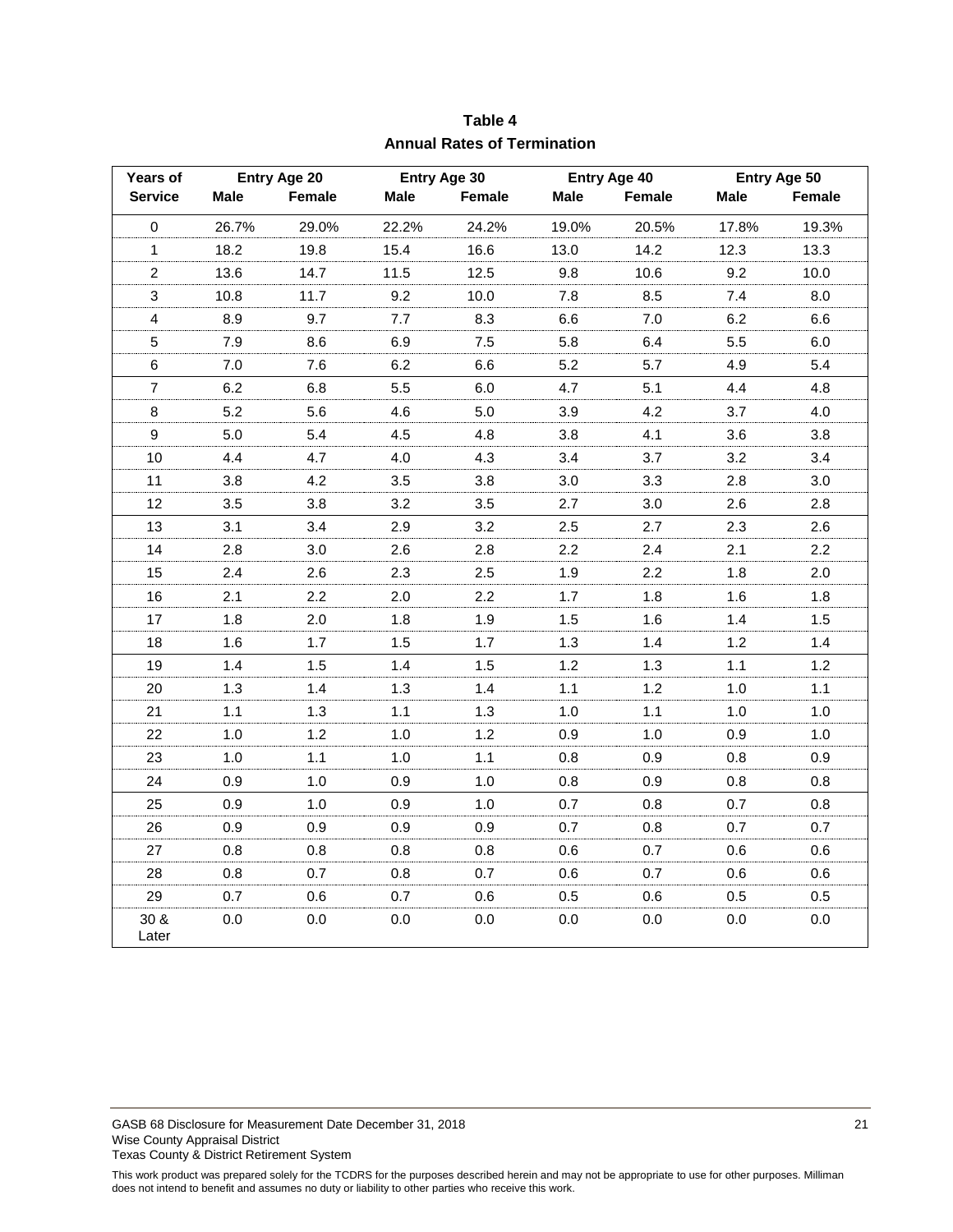**Table 4**

**Annual Rates of Termination**

| Years of Service | Entry Age 20 | | Entry Age 30 | | Entry Age 40 | | Entry Age 50 | |
|---|---|---|---|---|---|---|---|---|
| | Male | Female | Male | Female | Male | Female | Male | Female |
| 0 | 26.7% | 29.0% | 22.2% | 24.2% | 19.0% | 20.5% | 17.8% | 19.3% |
| 1 | 18.2 | 19.8 | 15.4 | 16.6 | 13.0 | 14.2 | 12.3 | 13.3 |
| 2 | 13.6 | 14.7 | 11.5 | 12.5 | 9.8 | 10.6 | 9.2 | 10.0 |
| 3 | 10.8 | 11.7 | 9.2 | 10.0 | 7.8 | 8.5 | 7.4 | 8.0 |
| 4 | 8.9 | 9.7 | 7.7 | 8.3 | 6.6 | 7.0 | 6.2 | 6.6 |
| 5 | 7.9 | 8.6 | 6.9 | 7.5 | 5.8 | 6.4 | 5.5 | 6.0 |
| 6 | 7.0 | 7.6 | 6.2 | 6.6 | 5.2 | 5.7 | 4.9 | 5.4 |
| 7 | 6.2 | 6.8 | 5.5 | 6.0 | 4.7 | 5.1 | 4.4 | 4.8 |
| 8 | 5.2 | 5.6 | 4.6 | 5.0 | 3.9 | 4.2 | 3.7 | 4.0 |
| 9 | 5.0 | 5.4 | 4.5 | 4.8 | 3.8 | 4.1 | 3.6 | 3.8 |
| 10 | 4.4 | 4.7 | 4.0 | 4.3 | 3.4 | 3.7 | 3.2 | 3.4 |
| 11 | 3.8 | 4.2 | 3.5 | 3.8 | 3.0 | 3.3 | 2.8 | 3.0 |
| 12 | 3.5 | 3.8 | 3.2 | 3.5 | 2.7 | 3.0 | 2.6 | 2.8 |
| 13 | 3.1 | 3.4 | 2.9 | 3.2 | 2.5 | 2.7 | 2.3 | 2.6 |
| 14 | 2.8 | 3.0 | 2.6 | 2.8 | 2.2 | 2.4 | 2.1 | 2.2 |
| 15 | 2.4 | 2.6 | 2.3 | 2.5 | 1.9 | 2.2 | 1.8 | 2.0 |
| 16 | 2.1 | 2.2 | 2.0 | 2.2 | 1.7 | 1.8 | 1.6 | 1.8 |
| 17 | 1.8 | 2.0 | 1.8 | 1.9 | 1.5 | 1.6 | 1.4 | 1.5 |
| 18 | 1.6 | 1.7 | 1.5 | 1.7 | 1.3 | 1.4 | 1.2 | 1.4 |
| 19 | 1.4 | 1.5 | 1.4 | 1.5 | 1.2 | 1.3 | 1.1 | 1.2 |
| 20 | 1.3 | 1.4 | 1.3 | 1.4 | 1.1 | 1.2 | 1.0 | 1.1 |
| 21 | 1.1 | 1.3 | 1.1 | 1.3 | 1.0 | 1.1 | 1.0 | 1.0 |
| 22 | 1.0 | 1.2 | 1.0 | 1.2 | 0.9 | 1.0 | 0.9 | 1.0 |
| 23 | 1.0 | 1.1 | 1.0 | 1.1 | 0.8 | 0.9 | 0.8 | 0.9 |
| 24 | 0.9 | 1.0 | 0.9 | 1.0 | 0.8 | 0.9 | 0.8 | 0.8 |
| 25 | 0.9 | 1.0 | 0.9 | 1.0 | 0.7 | 0.8 | 0.7 | 0.8 |
| 26 | 0.9 | 0.9 | 0.9 | 0.9 | 0.7 | 0.8 | 0.7 | 0.7 |
| 27 | 0.8 | 0.8 | 0.8 | 0.8 | 0.6 | 0.7 | 0.6 | 0.6 |
| 28 | 0.8 | 0.7 | 0.8 | 0.7 | 0.6 | 0.7 | 0.6 | 0.6 |
| 29 | 0.7 | 0.6 | 0.7 | 0.6 | 0.5 | 0.6 | 0.5 | 0.5 |
| 30 & Later | 0.0 | 0.0 | 0.0 | 0.0 | 0.0 | 0.0 | 0.0 | 0.0 |

GASB 68 Disclosure for Measurement Date December 31, 2018
Wise County Appraisal District
Texas County & District Retirement System

This work product was prepared solely for the TCDRS for the purposes described herein and may not be appropriate to use for other purposes. Milliman does not intend to benefit and assumes no duty or liability to other parties who receive this work.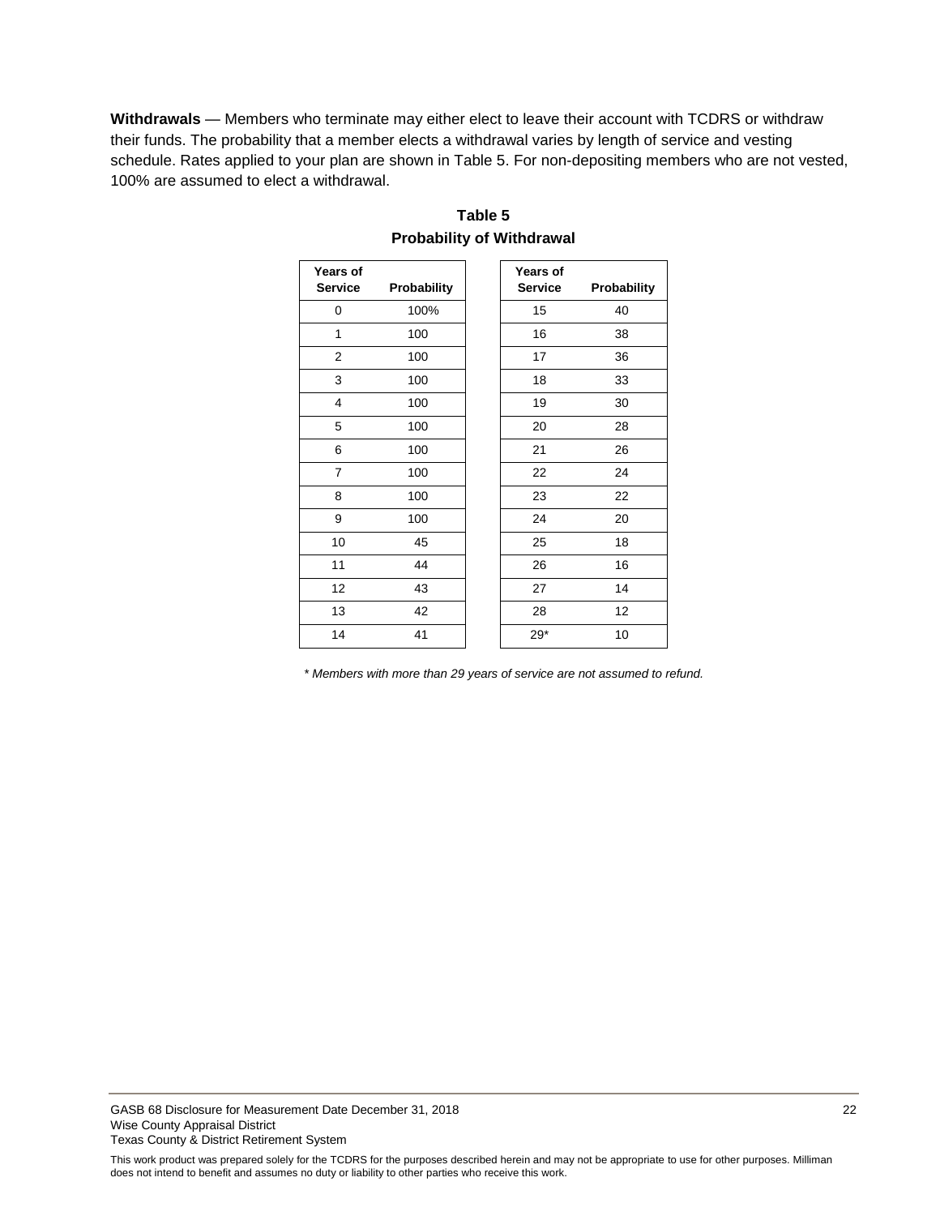**Withdrawals** — Members who terminate may either elect to leave their account with TCDRS or withdraw their funds. The probability that a member elects a withdrawal varies by length of service and vesting schedule. Rates applied to your plan are shown in Table 5. For non-depositing members who are not vested, 100% are assumed to elect a withdrawal.

**Table 5**
**Probability of Withdrawal**

| Years of Service | Probability | Years of Service | Probability |
|---|---|---|---|
| 0 | 100% | 15 | 40 |
| 1 | 100 | 16 | 38 |
| 2 | 100 | 17 | 36 |
| 3 | 100 | 18 | 33 |
| 4 | 100 | 19 | 30 |
| 5 | 100 | 20 | 28 |
| 6 | 100 | 21 | 26 |
| 7 | 100 | 22 | 24 |
| 8 | 100 | 23 | 22 |
| 9 | 100 | 24 | 20 |
| 10 | 45 | 25 | 18 |
| 11 | 44 | 26 | 16 |
| 12 | 43 | 27 | 14 |
| 13 | 42 | 28 | 12 |
| 14 | 41 | 29* | 10 |

*\* Members with more than 29 years of service are not assumed to refund.*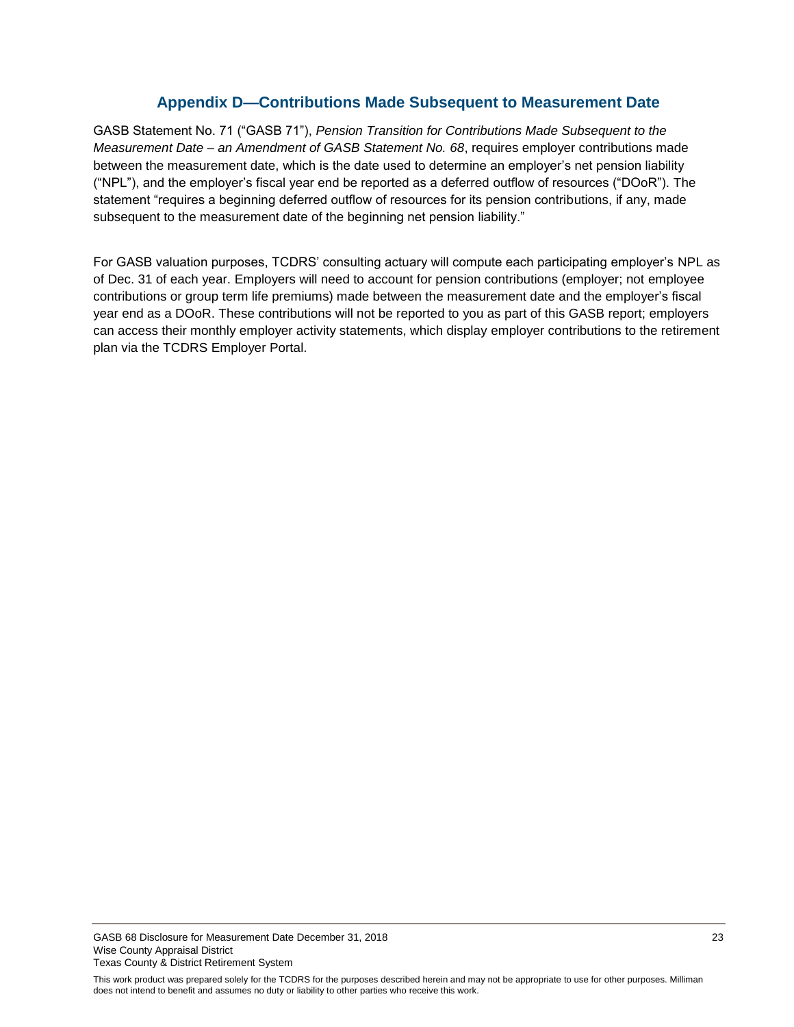## Appendix D—Contributions Made Subsequent to Measurement Date

GASB Statement No. 71 ("GASB 71"), *Pension Transition for Contributions Made Subsequent to the Measurement Date – an Amendment of GASB Statement No. 68*, requires employer contributions made between the measurement date, which is the date used to determine an employer's net pension liability ("NPL"), and the employer's fiscal year end be reported as a deferred outflow of resources ("DOoR"). The statement "requires a beginning deferred outflow of resources for its pension contributions, if any, made subsequent to the measurement date of the beginning net pension liability."

For GASB valuation purposes, TCDRS' consulting actuary will compute each participating employer's NPL as of Dec. 31 of each year. Employers will need to account for pension contributions (employer; not employee contributions or group term life premiums) made between the measurement date and the employer's fiscal year end as a DOoR. These contributions will not be reported to you as part of this GASB report; employers can access their monthly employer activity statements, which display employer contributions to the retirement plan via the TCDRS Employer Portal.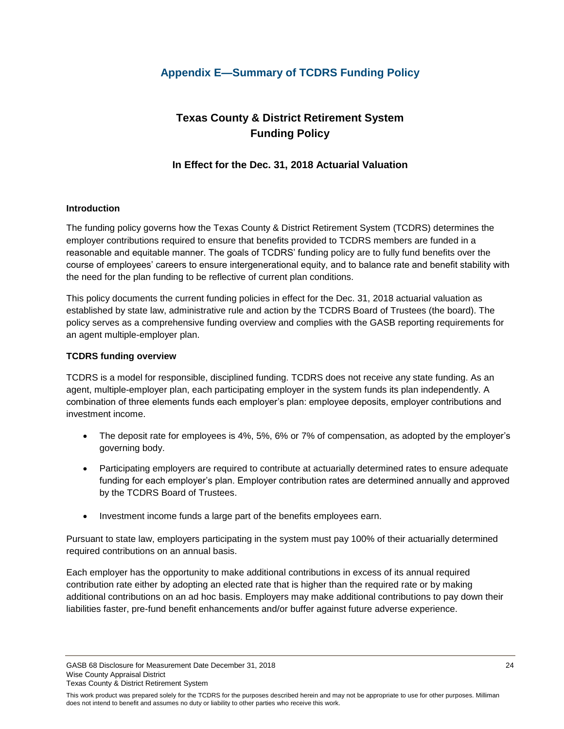## Appendix E—Summary of TCDRS Funding Policy

# Texas County & District Retirement System
# Funding Policy

### In Effect for the Dec. 31, 2018 Actuarial Valuation

**Introduction**

The funding policy governs how the Texas County & District Retirement System (TCDRS) determines the employer contributions required to ensure that benefits provided to TCDRS members are funded in a reasonable and equitable manner. The goals of TCDRS' funding policy are to fully fund benefits over the course of employees' careers to ensure intergenerational equity, and to balance rate and benefit stability with the need for the plan funding to be reflective of current plan conditions.

This policy documents the current funding policies in effect for the Dec. 31, 2018 actuarial valuation as established by state law, administrative rule and action by the TCDRS Board of Trustees (the board). The policy serves as a comprehensive funding overview and complies with the GASB reporting requirements for an agent multiple-employer plan.

**TCDRS funding overview**

TCDRS is a model for responsible, disciplined funding. TCDRS does not receive any state funding. As an agent, multiple-employer plan, each participating employer in the system funds its plan independently. A combination of three elements funds each employer's plan: employee deposits, employer contributions and investment income.

- The deposit rate for employees is 4%, 5%, 6% or 7% of compensation, as adopted by the employer's governing body.
- Participating employers are required to contribute at actuarially determined rates to ensure adequate funding for each employer's plan. Employer contribution rates are determined annually and approved by the TCDRS Board of Trustees.
- Investment income funds a large part of the benefits employees earn.

Pursuant to state law, employers participating in the system must pay 100% of their actuarially determined required contributions on an annual basis.

Each employer has the opportunity to make additional contributions in excess of its annual required contribution rate either by adopting an elected rate that is higher than the required rate or by making additional contributions on an ad hoc basis. Employers may make additional contributions to pay down their liabilities faster, pre-fund benefit enhancements and/or buffer against future adverse experience.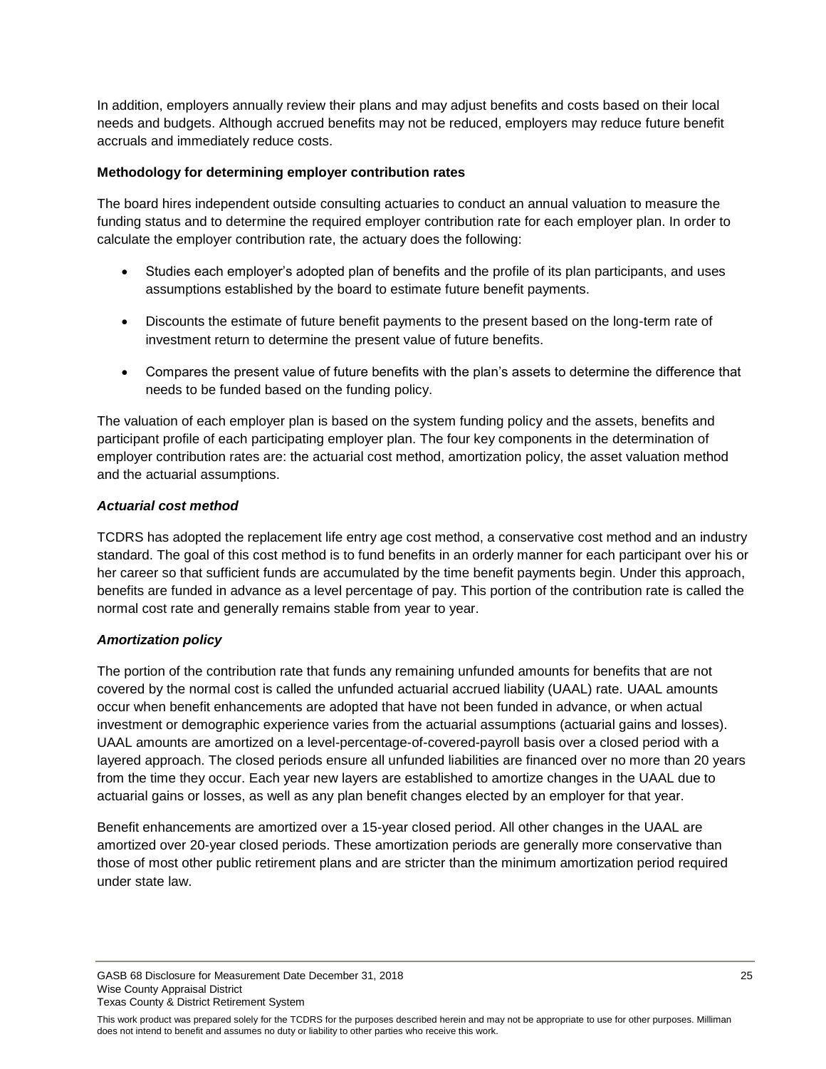In addition, employers annually review their plans and may adjust benefits and costs based on their local needs and budgets. Although accrued benefits may not be reduced, employers may reduce future benefit accruals and immediately reduce costs.

**Methodology for determining employer contribution rates**

The board hires independent outside consulting actuaries to conduct an annual valuation to measure the funding status and to determine the required employer contribution rate for each employer plan. In order to calculate the employer contribution rate, the actuary does the following:

- Studies each employer's adopted plan of benefits and the profile of its plan participants, and uses assumptions established by the board to estimate future benefit payments.
- Discounts the estimate of future benefit payments to the present based on the long-term rate of investment return to determine the present value of future benefits.
- Compares the present value of future benefits with the plan's assets to determine the difference that needs to be funded based on the funding policy.

The valuation of each employer plan is based on the system funding policy and the assets, benefits and participant profile of each participating employer plan. The four key components in the determination of employer contribution rates are: the actuarial cost method, amortization policy, the asset valuation method and the actuarial assumptions.

***Actuarial cost method***

TCDRS has adopted the replacement life entry age cost method, a conservative cost method and an industry standard. The goal of this cost method is to fund benefits in an orderly manner for each participant over his or her career so that sufficient funds are accumulated by the time benefit payments begin. Under this approach, benefits are funded in advance as a level percentage of pay. This portion of the contribution rate is called the normal cost rate and generally remains stable from year to year.

***Amortization policy***

The portion of the contribution rate that funds any remaining unfunded amounts for benefits that are not covered by the normal cost is called the unfunded actuarial accrued liability (UAAL) rate. UAAL amounts occur when benefit enhancements are adopted that have not been funded in advance, or when actual investment or demographic experience varies from the actuarial assumptions (actuarial gains and losses). UAAL amounts are amortized on a level-percentage-of-covered-payroll basis over a closed period with a layered approach. The closed periods ensure all unfunded liabilities are financed over no more than 20 years from the time they occur. Each year new layers are established to amortize changes in the UAAL due to actuarial gains or losses, as well as any plan benefit changes elected by an employer for that year.

Benefit enhancements are amortized over a 15-year closed period. All other changes in the UAAL are amortized over 20-year closed periods. These amortization periods are generally more conservative than those of most other public retirement plans and are stricter than the minimum amortization period required under state law.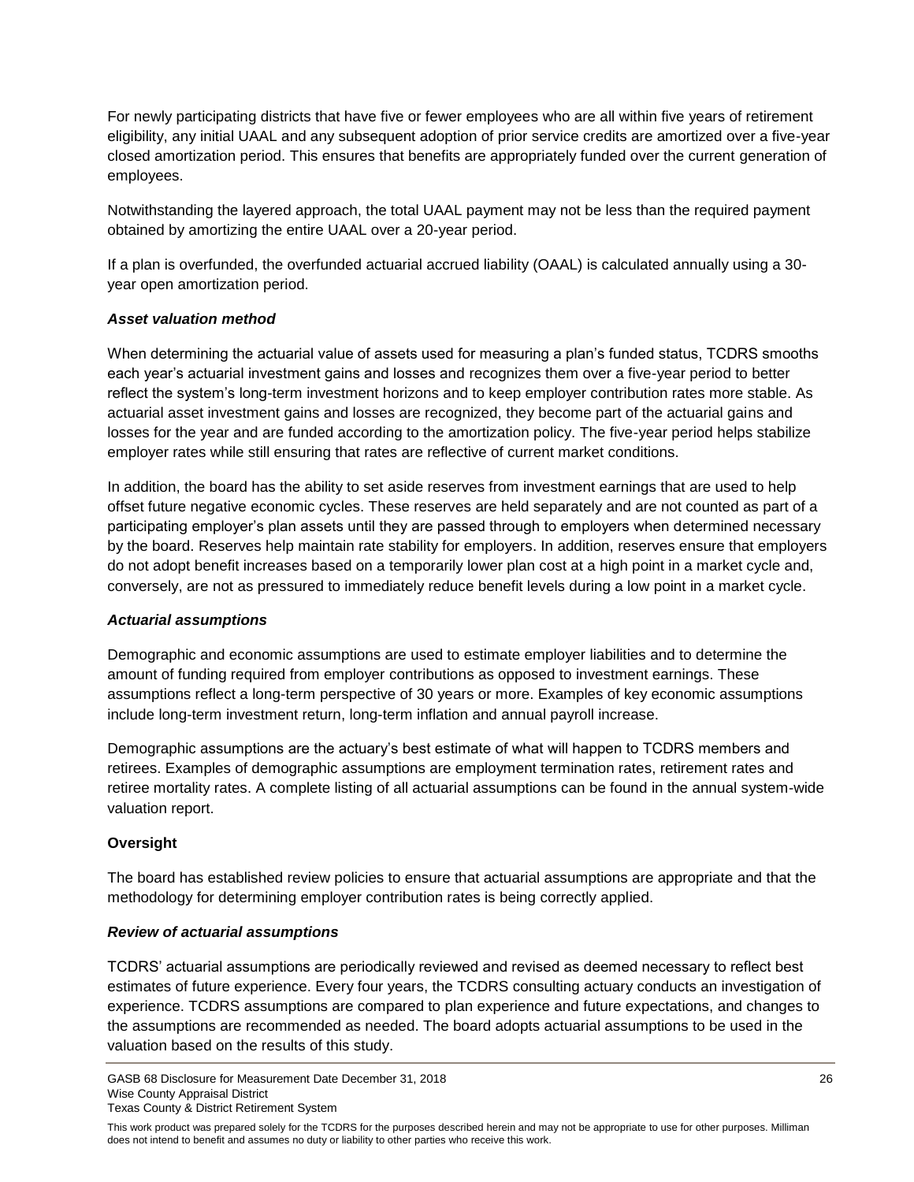For newly participating districts that have five or fewer employees who are all within five years of retirement eligibility, any initial UAAL and any subsequent adoption of prior service credits are amortized over a five-year closed amortization period. This ensures that benefits are appropriately funded over the current generation of employees.

Notwithstanding the layered approach, the total UAAL payment may not be less than the required payment obtained by amortizing the entire UAAL over a 20-year period.

If a plan is overfunded, the overfunded actuarial accrued liability (OAAL) is calculated annually using a 30-year open amortization period.

***Asset valuation method***

When determining the actuarial value of assets used for measuring a plan's funded status, TCDRS smooths each year's actuarial investment gains and losses and recognizes them over a five-year period to better reflect the system's long-term investment horizons and to keep employer contribution rates more stable. As actuarial asset investment gains and losses are recognized, they become part of the actuarial gains and losses for the year and are funded according to the amortization policy. The five-year period helps stabilize employer rates while still ensuring that rates are reflective of current market conditions.

In addition, the board has the ability to set aside reserves from investment earnings that are used to help offset future negative economic cycles. These reserves are held separately and are not counted as part of a participating employer's plan assets until they are passed through to employers when determined necessary by the board. Reserves help maintain rate stability for employers. In addition, reserves ensure that employers do not adopt benefit increases based on a temporarily lower plan cost at a high point in a market cycle and, conversely, are not as pressured to immediately reduce benefit levels during a low point in a market cycle.

***Actuarial assumptions***

Demographic and economic assumptions are used to estimate employer liabilities and to determine the amount of funding required from employer contributions as opposed to investment earnings. These assumptions reflect a long-term perspective of 30 years or more. Examples of key economic assumptions include long-term investment return, long-term inflation and annual payroll increase.

Demographic assumptions are the actuary's best estimate of what will happen to TCDRS members and retirees. Examples of demographic assumptions are employment termination rates, retirement rates and retiree mortality rates. A complete listing of all actuarial assumptions can be found in the annual system-wide valuation report.

**Oversight**

The board has established review policies to ensure that actuarial assumptions are appropriate and that the methodology for determining employer contribution rates is being correctly applied.

***Review of actuarial assumptions***

TCDRS' actuarial assumptions are periodically reviewed and revised as deemed necessary to reflect best estimates of future experience. Every four years, the TCDRS consulting actuary conducts an investigation of experience. TCDRS assumptions are compared to plan experience and future expectations, and changes to the assumptions are recommended as needed. The board adopts actuarial assumptions to be used in the valuation based on the results of this study.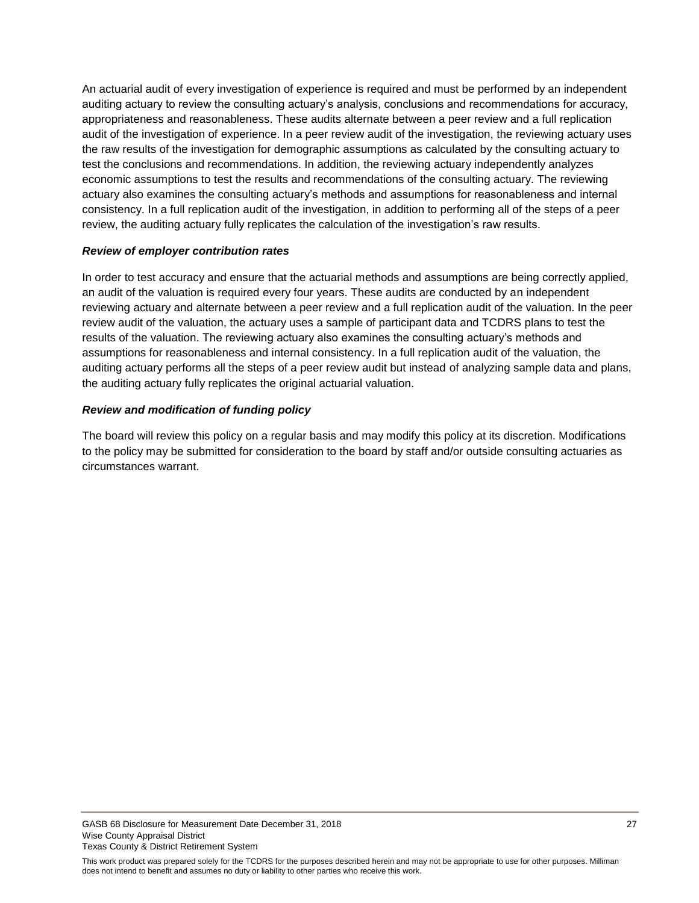An actuarial audit of every investigation of experience is required and must be performed by an independent auditing actuary to review the consulting actuary's analysis, conclusions and recommendations for accuracy, appropriateness and reasonableness. These audits alternate between a peer review and a full replication audit of the investigation of experience. In a peer review audit of the investigation, the reviewing actuary uses the raw results of the investigation for demographic assumptions as calculated by the consulting actuary to test the conclusions and recommendations. In addition, the reviewing actuary independently analyzes economic assumptions to test the results and recommendations of the consulting actuary. The reviewing actuary also examines the consulting actuary's methods and assumptions for reasonableness and internal consistency. In a full replication audit of the investigation, in addition to performing all of the steps of a peer review, the auditing actuary fully replicates the calculation of the investigation's raw results.

***Review of employer contribution rates***

In order to test accuracy and ensure that the actuarial methods and assumptions are being correctly applied, an audit of the valuation is required every four years. These audits are conducted by an independent reviewing actuary and alternate between a peer review and a full replication audit of the valuation. In the peer review audit of the valuation, the actuary uses a sample of participant data and TCDRS plans to test the results of the valuation. The reviewing actuary also examines the consulting actuary's methods and assumptions for reasonableness and internal consistency. In a full replication audit of the valuation, the auditing actuary performs all the steps of a peer review audit but instead of analyzing sample data and plans, the auditing actuary fully replicates the original actuarial valuation.

***Review and modification of funding policy***

The board will review this policy on a regular basis and may modify this policy at its discretion. Modifications to the policy may be submitted for consideration to the board by staff and/or outside consulting actuaries as circumstances warrant.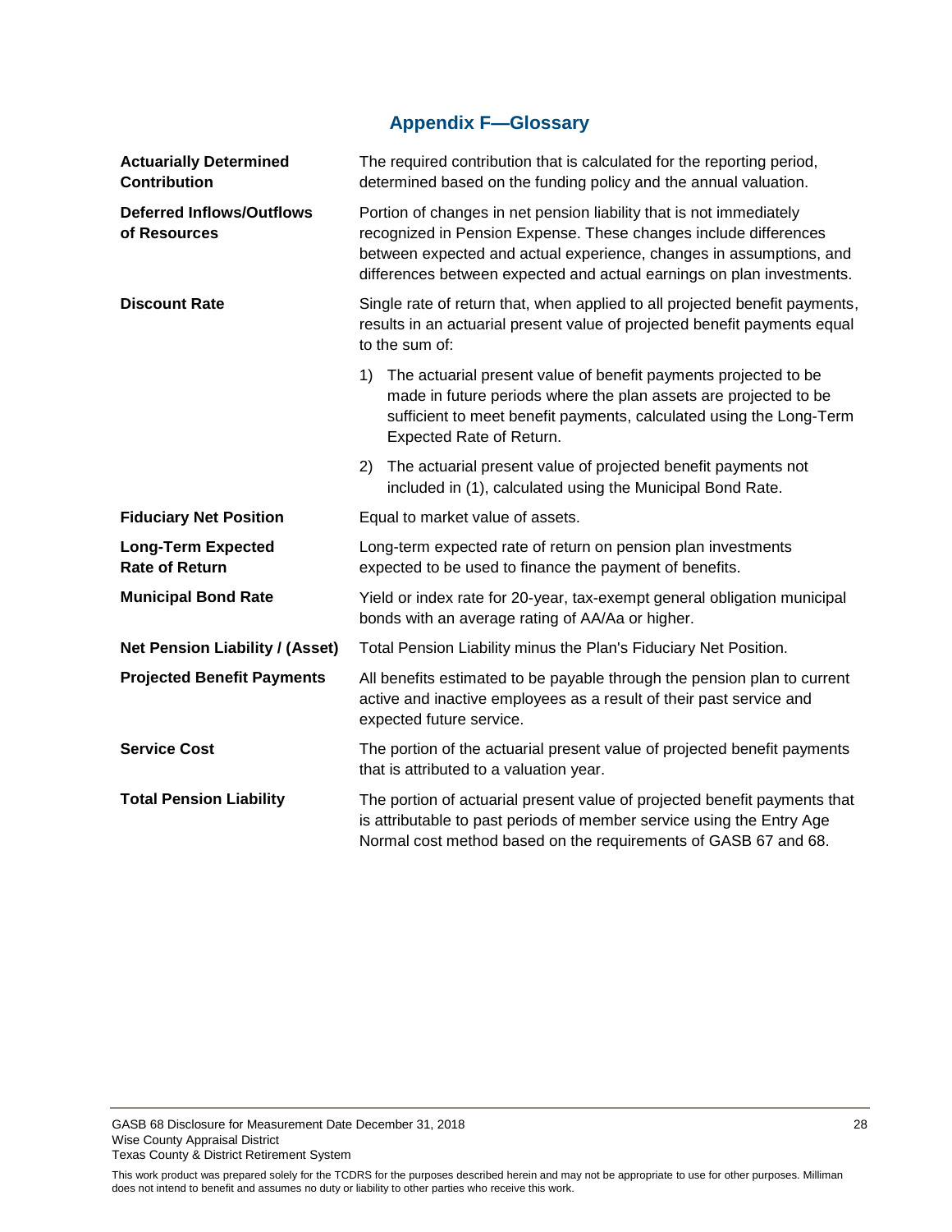## Appendix F—Glossary

| | |
|---|---|
| **Actuarially Determined Contribution** | The required contribution that is calculated for the reporting period, determined based on the funding policy and the annual valuation. |
| **Deferred Inflows/Outflows of Resources** | Portion of changes in net pension liability that is not immediately recognized in Pension Expense. These changes include differences between expected and actual experience, changes in assumptions, and differences between expected and actual earnings on plan investments. |
| **Discount Rate** | Single rate of return that, when applied to all projected benefit payments, results in an actuarial present value of projected benefit payments equal to the sum of:<br>1) The actuarial present value of benefit payments projected to be made in future periods where the plan assets are projected to be sufficient to meet benefit payments, calculated using the Long-Term Expected Rate of Return.<br>2) The actuarial present value of projected benefit payments not included in (1), calculated using the Municipal Bond Rate. |
| **Fiduciary Net Position** | Equal to market value of assets. |
| **Long-Term Expected Rate of Return** | Long-term expected rate of return on pension plan investments expected to be used to finance the payment of benefits. |
| **Municipal Bond Rate** | Yield or index rate for 20-year, tax-exempt general obligation municipal bonds with an average rating of AA/Aa or higher. |
| **Net Pension Liability / (Asset)** | Total Pension Liability minus the Plan's Fiduciary Net Position. |
| **Projected Benefit Payments** | All benefits estimated to be payable through the pension plan to current active and inactive employees as a result of their past service and expected future service. |
| **Service Cost** | The portion of the actuarial present value of projected benefit payments that is attributed to a valuation year. |
| **Total Pension Liability** | The portion of actuarial present value of projected benefit payments that is attributable to past periods of member service using the Entry Age Normal cost method based on the requirements of GASB 67 and 68. |